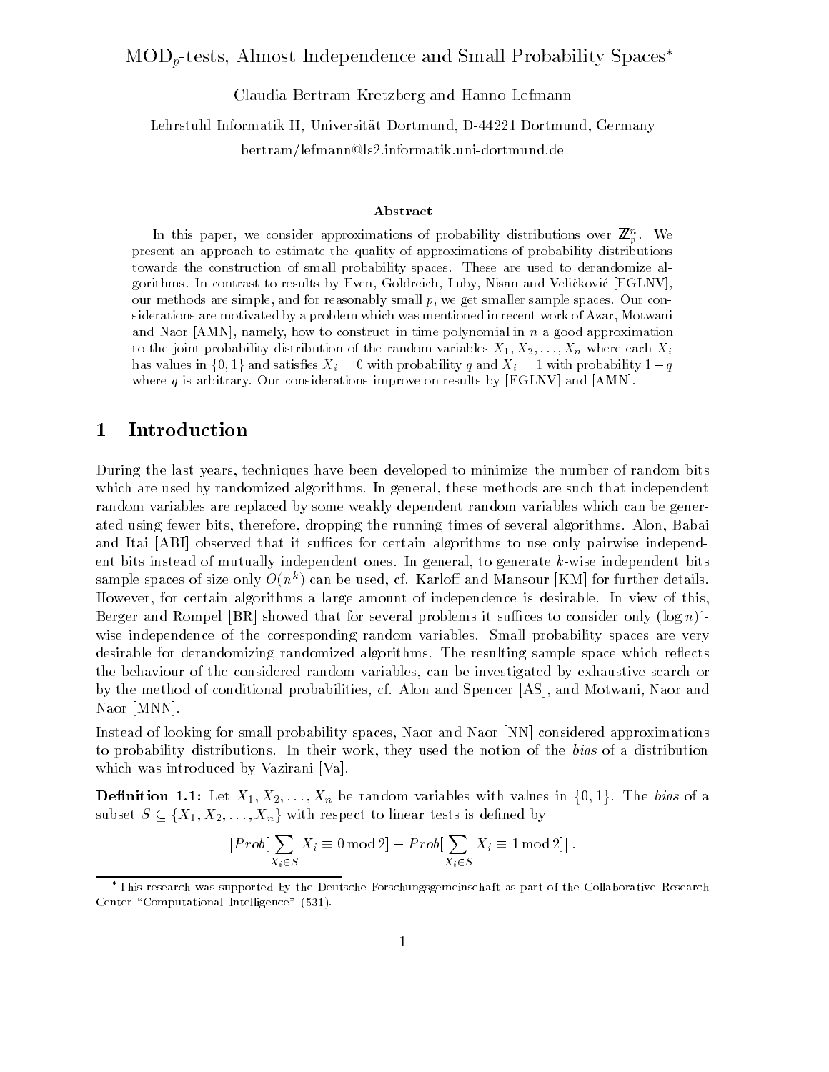# $\text{MOD}_p$-tests, Almost Independence and Small Probability Spaces*

Claudia Bertram-Kretzberg and Hanno Lefmann

Lehrstuhl Informatik II, Universität Dortmund, D-44221 Dortmund, Germany

bertram/lefmann@ls2.informatik.uni-dortmund.de

### Abstract

In this paper, we consider approximations of probability distributions over $\mathbb{Z}_p^n$. We present an approach to estimate the quality of approximations of probability distributions towards the construction of small probability spaces. These are used to derandomize algorithms. In contrast to results by Even, Goldreich, Luby, Nisan and Veličković [EGLNV], our methods are simple, and for reasonably small $p$, we get smaller sample spaces. Our considerations are motivated by a problem which was mentioned in recent work of Azar, Motwani and Naor [AMN], namely, how to construct in time polynomial in $n$ a good approximation to the joint probability distribution of the random variables $X_1, X_2, \ldots, X_n$ where each $X_i$ has values in $\{0, 1\}$ and satisfies $X_i = 0$ with probability $q$ and $X_i = 1$ with probability $1 - q$ where $q$ is arbitrary. Our considerations improve on results by [EGLNV] and [AMN].

## 1 Introduction

During the last years, techniques have been developed to minimize the number of random bits which are used by randomized algorithms. In general, these methods are such that independent random variables are replaced by some weakly dependent random variables which can be generated using fewer bits, therefore, dropping the running times of several algorithms. Alon, Babai and Itai [ABI] observed that it suffices for certain algorithms to use only pairwise independent bits instead of mutually independent ones. In general, to generate $k$-wise independent bits sample spaces of size only $O(n^k)$ can be used, cf. Karloff and Mansour [KM] for further details. However, for certain algorithms a large amount of independence is desirable. In view of this, Berger and Rompel [BR] showed that for several problems it suffices to consider only $(\log n)^c$-wise independence of the corresponding random variables. Small probability spaces are very desirable for derandomizing randomized algorithms. The resulting sample space which reflects the behaviour of the considered random variables, can be investigated by exhaustive search or by the method of conditional probabilities, cf. Alon and Spencer [AS], and Motwani, Naor and Naor [MNN].

Instead of looking for small probability spaces, Naor and Naor [NN] considered approximations to probability distributions. In their work, they used the notion of the *bias* of a distribution which was introduced by Vazirani [Va].

**Definition 1.1:** Let $X_1, X_2, \ldots, X_n$ be random variables with values in $\{0, 1\}$. The *bias* of a subset $S \subseteq \{X_1, X_2, \ldots, X_n\}$ with respect to linear tests is defined by

$$|Prob[\sum_{X_i \in S} X_i \equiv 0 \bmod 2] - Prob[\sum_{X_i \in S} X_i \equiv 1 \bmod 2]| .$$

*This research was supported by the Deutsche Forschungsgemeinschaft as part of the Collaborative Research Center "Computational Intelligence" (531).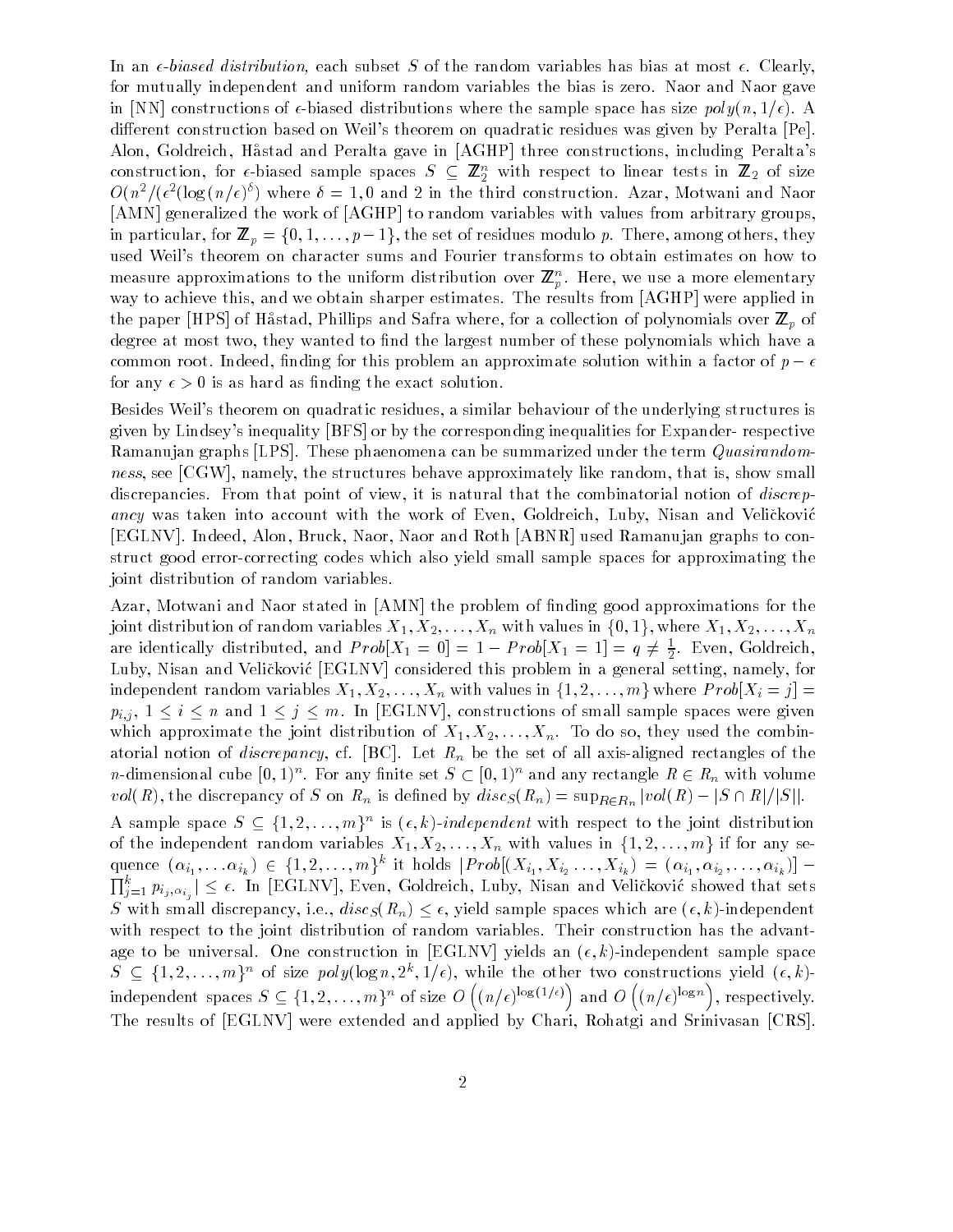In an $\epsilon$-*biased distribution,* each subset $S$ of the random variables has bias at most $\epsilon$. Clearly, for mutually independent and uniform random variables the bias is zero. Naor and Naor gave in [NN] constructions of $\epsilon$-biased distributions where the sample space has size $poly(n, 1/\epsilon)$. A different construction based on Weil's theorem on quadratic residues was given by Peralta [Pe]. Alon, Goldreich, Håstad and Peralta gave in [AGHP] three constructions, including Peralta's construction, for $\epsilon$-biased sample spaces $S \subseteq \mathbb{Z}_2^n$ with respect to linear tests in $\mathbb{Z}_2$ of size $O(n^2/(\epsilon^2(\log(n/\epsilon)^\delta)$ where $\delta = 1, 0$ and 2 in the third construction. Azar, Motwani and Naor [AMN] generalized the work of [AGHP] to random variables with values from arbitrary groups, in particular, for $\mathbb{Z}_p = \{0, 1, \ldots, p-1\}$, the set of residues modulo $p$. There, among others, they used Weil's theorem on character sums and Fourier transforms to obtain estimates on how to measure approximations to the uniform distribution over $\mathbb{Z}_p^n$. Here, we use a more elementary way to achieve this, and we obtain sharper estimates. The results from [AGHP] were applied in the paper [HPS] of Håstad, Phillips and Safra where, for a collection of polynomials over $\mathbb{Z}_p$ of degree at most two, they wanted to find the largest number of these polynomials which have a common root. Indeed, finding for this problem an approximate solution within a factor of $p - \epsilon$ for any $\epsilon > 0$ is as hard as finding the exact solution.

Besides Weil's theorem on quadratic residues, a similar behaviour of the underlying structures is given by Lindsey's inequality [BFS] or by the corresponding inequalities for Expander- respective Ramanujan graphs [LPS]. These phaenomena can be summarized under the term *Quasirandomness*, see [CGW], namely, the structures behave approximately like random, that is, show small discrepancies. From that point of view, it is natural that the combinatorial notion of *discrepancy* was taken into account with the work of Even, Goldreich, Luby, Nisan and Veličković [EGLNV]. Indeed, Alon, Bruck, Naor, Naor and Roth [ABNR] used Ramanujan graphs to construct good error-correcting codes which also yield small sample spaces for approximating the joint distribution of random variables.

Azar, Motwani and Naor stated in [AMN] the problem of finding good approximations for the joint distribution of random variables $X_1, X_2, \ldots, X_n$ with values in $\{0, 1\}$, where $X_1, X_2, \ldots, X_n$ are identically distributed, and $Prob[X_1 = 0] = 1 - Prob[X_1 = 1] = q \neq \frac{1}{2}$. Even, Goldreich, Luby, Nisan and Veličković [EGLNV] considered this problem in a general setting, namely, for independent random variables $X_1, X_2, \ldots, X_n$ with values in $\{1, 2, \ldots, m\}$ where $Prob[X_i = j] = p_{i,j}$, $1 \leq i \leq n$ and $1 \leq j \leq m$. In [EGLNV], constructions of small sample spaces were given which approximate the joint distribution of $X_1, X_2, \ldots, X_n$. To do so, they used the combinatorial notion of *discrepancy*, cf. [BC]. Let $R_n$ be the set of all axis-aligned rectangles of the $n$-dimensional cube $[0, 1)^n$. For any finite set $S \subset [0, 1)^n$ and any rectangle $R \in R_n$ with volume $vol(R)$, the discrepancy of $S$ on $R_n$ is defined by $disc_S(R_n) = \sup_{R \in R_n} |vol(R) - |S \cap R|/|S||$.

A sample space $S \subseteq \{1, 2, \ldots, m\}^n$ is $(\epsilon, k)$-*independent* with respect to the joint distribution of the independent random variables $X_1, X_2, \ldots, X_n$ with values in $\{1, 2, \ldots, m\}$ if for any sequence $(\alpha_{i_1}, \ldots \alpha_{i_k}) \in \{1, 2, \ldots, m\}^k$ it holds $|Prob[(X_{i_1}, X_{i_2} \ldots, X_{i_k}) = (\alpha_{i_1}, \alpha_{i_2}, \ldots, \alpha_{i_k})] - \prod_{j=1}^k p_{i_j, \alpha_{i_j}}| \leq \epsilon$. In [EGLNV], Even, Goldreich, Luby, Nisan and Veličković showed that sets $S$ with small discrepancy, i.e., $disc_S(R_n) \leq \epsilon$, yield sample spaces which are $(\epsilon, k)$-independent with respect to the joint distribution of random variables. Their construction has the advantage to be universal. One construction in [EGLNV] yields an $(\epsilon, k)$-independent sample space $S \subseteq \{1, 2, \ldots, m\}^n$ of size $poly(\log n, 2^k, 1/\epsilon)$, while the other two constructions yield $(\epsilon, k)$-independent spaces $S \subseteq \{1, 2, \ldots, m\}^n$ of size $O\left((n/\epsilon)^{\log(1/\epsilon)}\right)$ and $O\left((n/\epsilon)^{\log n}\right)$, respectively. The results of [EGLNV] were extended and applied by Chari, Rohatgi and Srinivasan [CRS].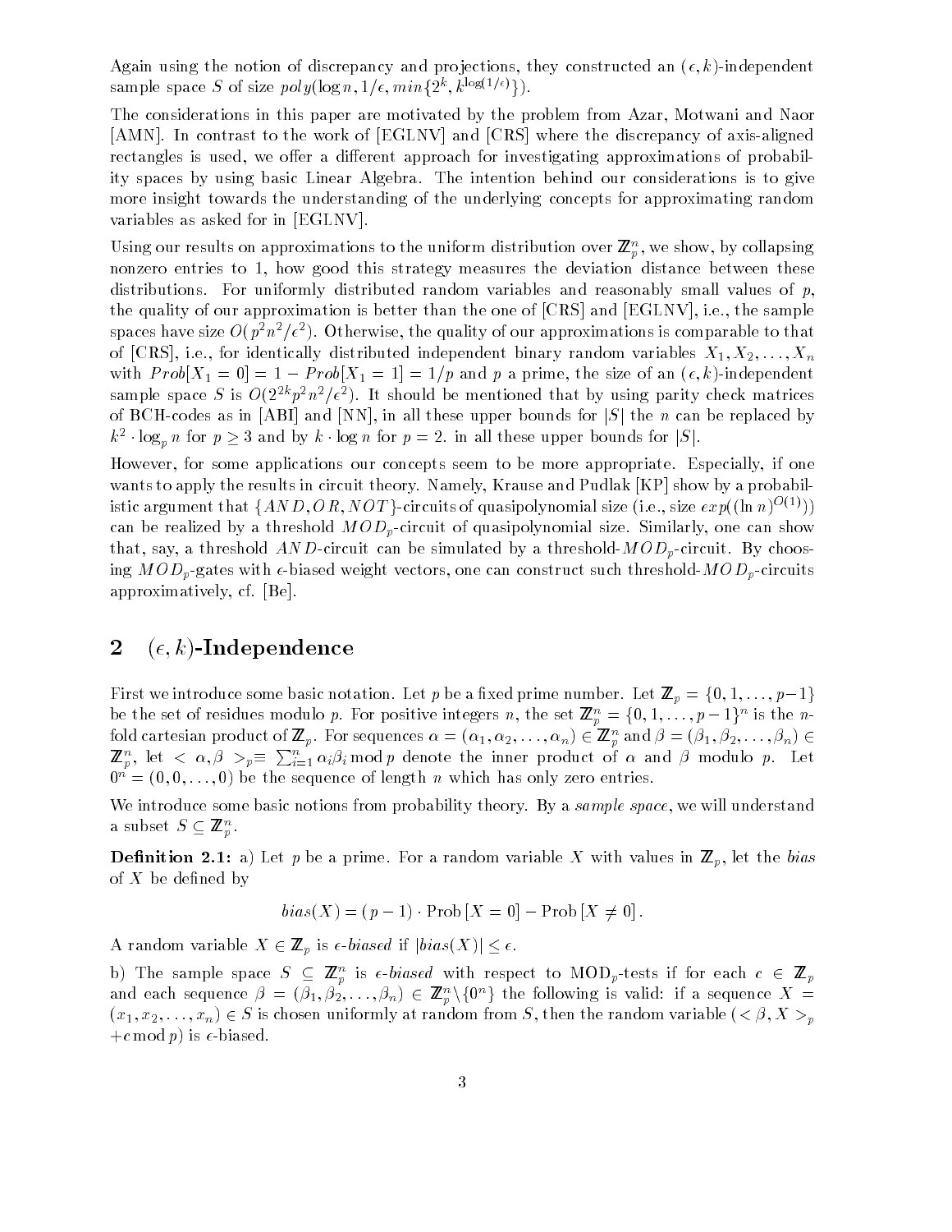Again using the notion of discrepancy and projections, they constructed an $(\epsilon, k)$-independent sample space $S$ of size $poly(\log n, 1/\epsilon, min\{2^k, k^{\log(1/\epsilon)}\})$.

The considerations in this paper are motivated by the problem from Azar, Motwani and Naor [AMN]. In contrast to the work of [EGLNV] and [CRS] where the discrepancy of axis-aligned rectangles is used, we offer a different approach for investigating approximations of probability spaces by using basic Linear Algebra. The intention behind our considerations is to give more insight towards the understanding of the underlying concepts for approximating random variables as asked for in [EGLNV].

Using our results on approximations to the uniform distribution over $\mathbb{Z}_p^n$, we show, by collapsing nonzero entries to 1, how good this strategy measures the deviation distance between these distributions. For uniformly distributed random variables and reasonably small values of $p$, the quality of our approximation is better than the one of [CRS] and [EGLNV], i.e., the sample spaces have size $O(p^2 n^2/\epsilon^2)$. Otherwise, the quality of our approximations is comparable to that of [CRS], i.e., for identically distributed independent binary random variables $X_1, X_2, \ldots, X_n$ with $Prob[X_1 = 0] = 1 - Prob[X_1 = 1] = 1/p$ and $p$ a prime, the size of an $(\epsilon, k)$-independent sample space $S$ is $O(2^{2k} p^2 n^2/\epsilon^2)$. It should be mentioned that by using parity check matrices of BCH-codes as in [ABI] and [NN], in all these upper bounds for $|S|$ the $n$ can be replaced by $k^2 \cdot \log_p n$ for $p \geq 3$ and by $k \cdot \log n$ for $p = 2$. in all these upper bounds for $|S|$.

However, for some applications our concepts seem to be more appropriate. Especially, if one wants to apply the results in circuit theory. Namely, Krause and Pudlak [KP] show by a probabilistic argument that $\{AND, OR, NOT\}$-circuits of quasipolynomial size (i.e., size $exp((\ln n)^{O(1)})$) can be realized by a threshold $MOD_p$-circuit of quasipolynomial size. Similarly, one can show that, say, a threshold $AND$-circuit can be simulated by a threshold-$MOD_p$-circuit. By choosing $MOD_p$-gates with $\epsilon$-biased weight vectors, one can construct such threshold-$MOD_p$-circuits approximatively, cf. [Be].

## 2 $(\epsilon, k)$-Independence

First we introduce some basic notation. Let $p$ be a fixed prime number. Let $\mathbb{Z}_p = \{0, 1, \ldots, p-1\}$ be the set of residues modulo $p$. For positive integers $n$, the set $\mathbb{Z}_p^n = \{0, 1, \ldots, p-1\}^n$ is the $n$-fold cartesian product of $\mathbb{Z}_p$. For sequences $\alpha = (\alpha_1, \alpha_2, \ldots, \alpha_n) \in \mathbb{Z}_p^n$ and $\beta = (\beta_1, \beta_2, \ldots, \beta_n) \in \mathbb{Z}_p^n$, let $< \alpha, \beta >_p \equiv \sum_{i=1}^n \alpha_i \beta_i \bmod p$ denote the inner product of $\alpha$ and $\beta$ modulo $p$. Let $0^n = (0, 0, \ldots, 0)$ be the sequence of length $n$ which has only zero entries.

We introduce some basic notions from probability theory. By a *sample space*, we will understand a subset $S \subseteq \mathbb{Z}_p^n$.

**Definition 2.1:** a) Let $p$ be a prime. For a random variable $X$ with values in $\mathbb{Z}_p$, let the *bias* of $X$ be defined by

$$bias(X) = (p-1) \cdot \text{Prob}[X = 0] - \text{Prob}[X \neq 0].$$

A random variable $X \in \mathbb{Z}_p$ is *$\epsilon$-biased* if $|bias(X)| \leq \epsilon$.

b) The sample space $S \subseteq \mathbb{Z}_p^n$ is *$\epsilon$-biased* with respect to MOD$_p$-tests if for each $c \in \mathbb{Z}_p$ and each sequence $\beta = (\beta_1, \beta_2, \ldots, \beta_n) \in \mathbb{Z}_p^n \backslash \{0^n\}$ the following is valid: if a sequence $X = (x_1, x_2, \ldots, x_n) \in S$ is chosen uniformly at random from $S$, then the random variable $(< \beta, X >_p + c \bmod p)$ is $\epsilon$-biased.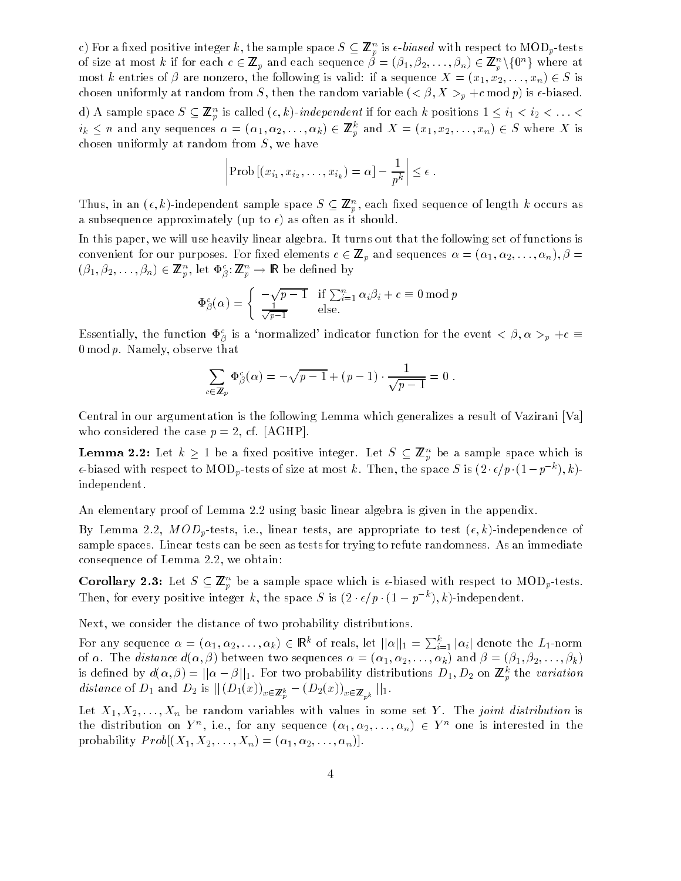c) For a fixed positive integer $k$, the sample space $S \subseteq \mathbb{Z}_p^n$ is *$\epsilon$-biased* with respect to MOD$_p$-tests of size at most $k$ if for each $c \in \mathbb{Z}_p$ and each sequence $\beta = (\beta_1, \beta_2, \ldots, \beta_n) \in \mathbb{Z}_p^n \backslash \{0^n\}$ where at most $k$ entries of $\beta$ are nonzero, the following is valid: if a sequence $X = (x_1, x_2, \ldots, x_n) \in S$ is chosen uniformly at random from $S$, then the random variable $(< \beta, X >_p + c \bmod p)$ is $\epsilon$-biased.

d) A sample space $S \subseteq \mathbb{Z}_p^n$ is called *$(\epsilon, k)$-independent* if for each $k$ positions $1 \leq i_1 < i_2 < \ldots < i_k \leq n$ and any sequences $\alpha = (\alpha_1, \alpha_2, \ldots, \alpha_k) \in \mathbb{Z}_p^k$ and $X = (x_1, x_2, \ldots, x_n) \in S$ where $X$ is chosen uniformly at random from $S$, we have

$$\left| \text{Prob}\left[(x_{i_1}, x_{i_2}, \ldots, x_{i_k}) = \alpha\right] - \frac{1}{p^k} \right| \leq \epsilon \; .$$

Thus, in an $(\epsilon, k)$-independent sample space $S \subseteq \mathbb{Z}_p^n$, each fixed sequence of length $k$ occurs as a subsequence approximately (up to $\epsilon$) as often as it should.

In this paper, we will use heavily linear algebra. It turns out that the following set of functions is convenient for our purposes. For fixed elements $c \in \mathbb{Z}_p$ and sequences $\alpha = (\alpha_1, \alpha_2, \ldots, \alpha_n), \beta = (\beta_1, \beta_2, \ldots, \beta_n) \in \mathbb{Z}_p^n$, let $\Phi_\beta^c : \mathbb{Z}_p^n \rightarrow \mathbb{R}$ be defined by

$$\Phi_\beta^c(\alpha) = \left\{ \begin{array}{ll} -\sqrt{p-1} & \text{if } \sum_{i=1}^n \alpha_i \beta_i + c \equiv 0 \bmod p \\ \frac{1}{\sqrt{p-1}} & \text{else.} \end{array} \right.$$

Essentially, the function $\Phi_\beta^c$ is a 'normalized' indicator function for the event $< \beta, \alpha >_p + c \equiv 0 \bmod p$. Namely, observe that

$$\sum_{c \in \mathbb{Z}_p} \Phi_\beta^c(\alpha) = -\sqrt{p-1} + (p-1) \cdot \frac{1}{\sqrt{p-1}} = 0 \; .$$

Central in our argumentation is the following Lemma which generalizes a result of Vazirani [Va] who considered the case $p = 2$, cf. [AGHP].

**Lemma 2.2:** Let $k \geq 1$ be a fixed positive integer. Let $S \subseteq \mathbb{Z}_p^n$ be a sample space which is $\epsilon$-biased with respect to MOD$_p$-tests of size at most $k$. Then, the space $S$ is $(2 \cdot \epsilon / p \cdot (1 - p^{-k}), k)$-independent.

An elementary proof of Lemma 2.2 using basic linear algebra is given in the appendix.

By Lemma 2.2, $MOD_p$-tests, i.e., linear tests, are appropriate to test $(\epsilon, k)$-independence of sample spaces. Linear tests can be seen as tests for trying to refute randomness. As an immediate consequence of Lemma 2.2, we obtain:

**Corollary 2.3:** Let $S \subseteq \mathbb{Z}_p^n$ be a sample space which is $\epsilon$-biased with respect to MOD$_p$-tests. Then, for every positive integer $k$, the space $S$ is $(2 \cdot \epsilon / p \cdot (1 - p^{-k}), k)$-independent.

Next, we consider the distance of two probability distributions.

For any sequence $\alpha = (\alpha_1, \alpha_2, \ldots, \alpha_k) \in \mathbb{R}^k$ of reals, let $||\alpha||_1 = \sum_{i=1}^k |\alpha_i|$ denote the $L_1$-norm of $\alpha$. The *distance* $d(\alpha, \beta)$ between two sequences $\alpha = (\alpha_1, \alpha_2, \ldots, \alpha_k)$ and $\beta = (\beta_1, \beta_2, \ldots, \beta_k)$ is defined by $d(\alpha, \beta) = ||\alpha - \beta||_1$. For two probability distributions $D_1, D_2$ on $\mathbb{Z}_p^k$ the *variation distance* of $D_1$ and $D_2$ is $||(D_1(x))_{x \in \mathbb{Z}_p^k} - (D_2(x))_{x \in \mathbb{Z}_{p^k}}||_1$.

Let $X_1, X_2, \ldots, X_n$ be random variables with values in some set $Y$. The *joint distribution* is the distribution on $Y^n$, i.e., for any sequence $(\alpha_1, \alpha_2, \ldots, \alpha_n) \in Y^n$ one is interested in the probability $Prob[(X_1, X_2, \ldots, X_n) = (\alpha_1, \alpha_2, \ldots, \alpha_n)]$.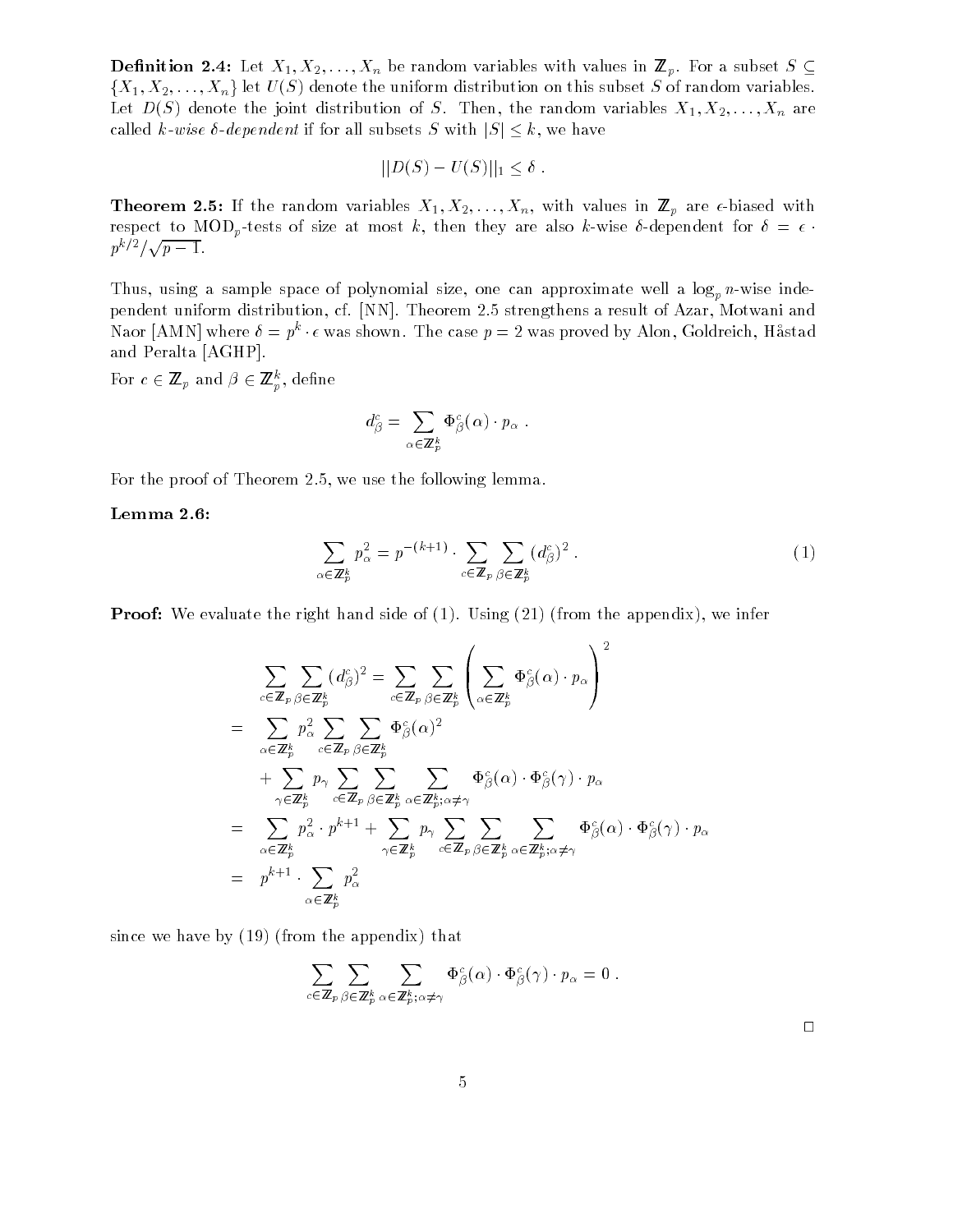**Definition 2.4:** Let $X_1, X_2, \ldots, X_n$ be random variables with values in $\mathbb{Z}_p$. For a subset $S \subseteq \{X_1, X_2, \ldots, X_n\}$ let $U(S)$ denote the uniform distribution on this subset $S$ of random variables. Let $D(S)$ denote the joint distribution of $S$. Then, the random variables $X_1, X_2, \ldots, X_n$ are called *$k$-wise $\delta$-dependent* if for all subsets $S$ with $|S| \leq k$, we have

$$||D(S) - U(S)||_1 \leq \delta \ .$$

**Theorem 2.5:** If the random variables $X_1, X_2, \ldots, X_n$, with values in $\mathbb{Z}_p$ are $\epsilon$-biased with respect to MOD$_p$-tests of size at most $k$, then they are also $k$-wise $\delta$-dependent for $\delta = \epsilon \cdot p^{k/2}/\sqrt{p-1}$.

Thus, using a sample space of polynomial size, one can approximate well a $\log_p n$-wise independent uniform distribution, cf. [NN]. Theorem 2.5 strengthens a result of Azar, Motwani and Naor [AMN] where $\delta = p^k \cdot \epsilon$ was shown. The case $p = 2$ was proved by Alon, Goldreich, Håstad and Peralta [AGHP].

For $c \in \mathbb{Z}_p$ and $\beta \in \mathbb{Z}_p^k$, define

$$d_\beta^c = \sum_{\alpha \in \mathbb{Z}_p^k} \Phi_\beta^c(\alpha) \cdot p_\alpha \ .$$

For the proof of Theorem 2.5, we use the following lemma.

**Lemma 2.6:**

$$\sum_{\alpha \in \mathbb{Z}_p^k} p_\alpha^2 = p^{-(k+1)} \cdot \sum_{c \in \mathbb{Z}_p} \sum_{\beta \in \mathbb{Z}_p^k} (d_\beta^c)^2 \ . \tag{1}$$

**Proof:** We evaluate the right hand side of (1). Using (21) (from the appendix), we infer

$$\begin{aligned}
& \sum_{c \in \mathbb{Z}_p} \sum_{\beta \in \mathbb{Z}_p^k} (d_\beta^c)^2 = \sum_{c \in \mathbb{Z}_p} \sum_{\beta \in \mathbb{Z}_p^k} \left( \sum_{\alpha \in \mathbb{Z}_p^k} \Phi_\beta^c(\alpha) \cdot p_\alpha \right)^2 \\
= \quad & \sum_{\alpha \in \mathbb{Z}_p^k} p_\alpha^2 \sum_{c \in \mathbb{Z}_p} \sum_{\beta \in \mathbb{Z}_p^k} \Phi_\beta^c(\alpha)^2 \\
& + \sum_{\gamma \in \mathbb{Z}_p^k} p_\gamma \sum_{c \in \mathbb{Z}_p} \sum_{\beta \in \mathbb{Z}_p^k} \sum_{\alpha \in \mathbb{Z}_p^k; \alpha \neq \gamma} \Phi_\beta^c(\alpha) \cdot \Phi_\beta^c(\gamma) \cdot p_\alpha \\
= \quad & \sum_{\alpha \in \mathbb{Z}_p^k} p_\alpha^2 \cdot p^{k+1} + \sum_{\gamma \in \mathbb{Z}_p^k} p_\gamma \sum_{c \in \mathbb{Z}_p} \sum_{\beta \in \mathbb{Z}_p^k} \sum_{\alpha \in \mathbb{Z}_p^k; \alpha \neq \gamma} \Phi_\beta^c(\alpha) \cdot \Phi_\beta^c(\gamma) \cdot p_\alpha \\
= \quad & p^{k+1} \cdot \sum_{\alpha \in \mathbb{Z}_p^k} p_\alpha^2
\end{aligned}$$

since we have by (19) (from the appendix) that

$$\sum_{c \in \mathbb{Z}_p} \sum_{\beta \in \mathbb{Z}_p^k} \sum_{\alpha \in \mathbb{Z}_p^k; \alpha \neq \gamma} \Phi_\beta^c(\alpha) \cdot \Phi_\beta^c(\gamma) \cdot p_\alpha = 0 \ .$$

□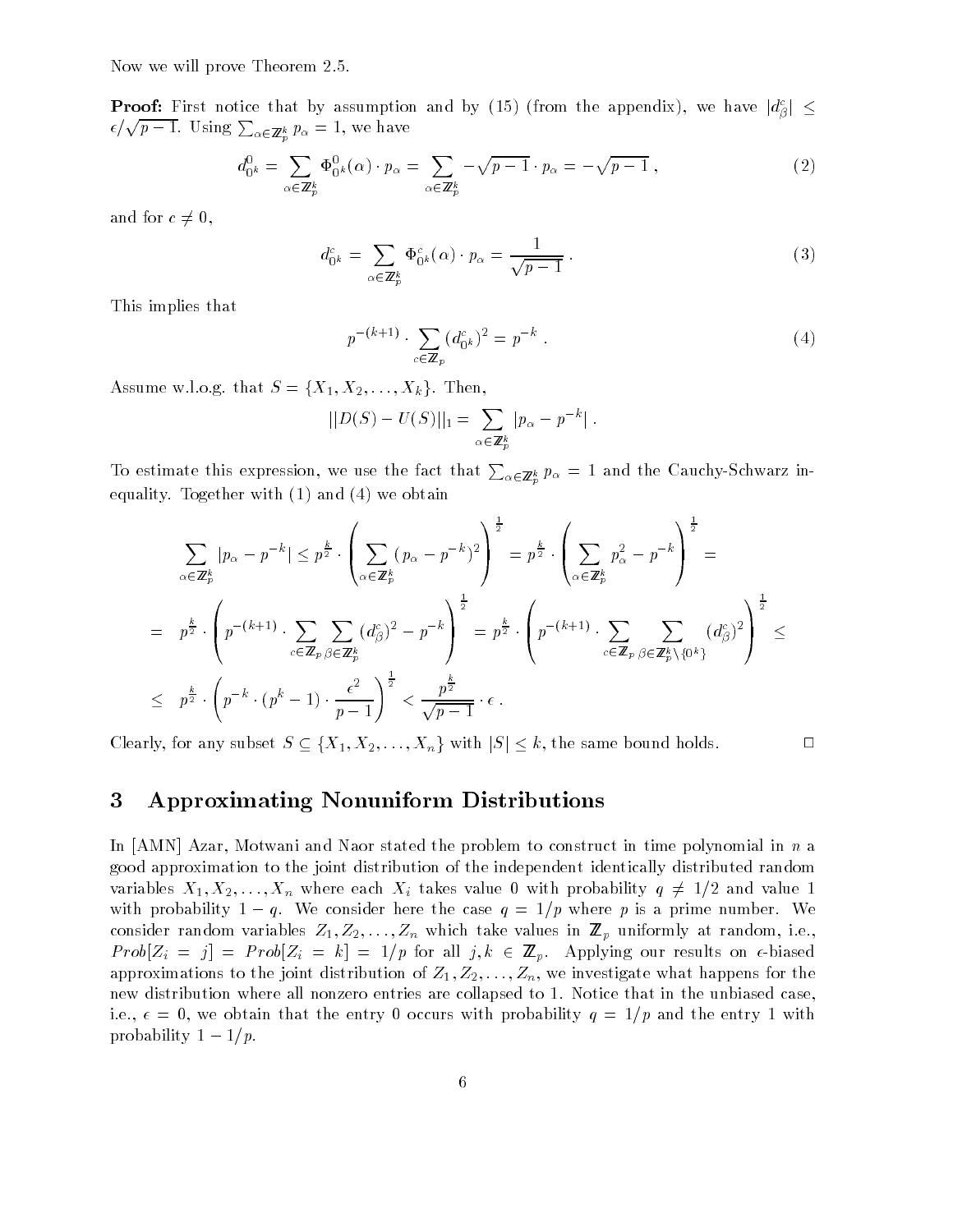Now we will prove Theorem 2.5.

**Proof:** First notice that by assumption and by (15) (from the appendix), we have $|d^c_\beta| \leq \epsilon/\sqrt{p-1}$. Using $\sum_{\alpha \in \mathbb{Z}_p^k} p_\alpha = 1$, we have

$$d^0_{0^k} = \sum_{\alpha \in \mathbb{Z}_p^k} \Phi^0_{0^k}(\alpha) \cdot p_\alpha = \sum_{\alpha \in \mathbb{Z}_p^k} -\sqrt{p-1} \cdot p_\alpha = -\sqrt{p-1} \,, \tag{2}$$

and for $c \neq 0$,

$$d^c_{0^k} = \sum_{\alpha \in \mathbb{Z}_p^k} \Phi^c_{0^k}(\alpha) \cdot p_\alpha = \frac{1}{\sqrt{p-1}} \,. \tag{3}$$

This implies that

$$p^{-(k+1)} \cdot \sum_{c \in \mathbb{Z}_p} (d^c_{0^k})^2 = p^{-k} \,. \tag{4}$$

Assume w.l.o.g. that $S = \{X_1, X_2, \ldots, X_k\}$. Then,

$$||D(S) - U(S)||_1 = \sum_{\alpha \in \mathbb{Z}_p^k} |p_\alpha - p^{-k}| \,.$$

To estimate this expression, we use the fact that $\sum_{\alpha \in \mathbb{Z}_p^k} p_\alpha = 1$ and the Cauchy-Schwarz inequality. Together with (1) and (4) we obtain

$$\sum_{\alpha \in \mathbb{Z}_p^k} |p_\alpha - p^{-k}| \leq p^{\frac{k}{2}} \cdot \left( \sum_{\alpha \in \mathbb{Z}_p^k} (p_\alpha - p^{-k})^2 \right)^{\frac{1}{2}} = p^{\frac{k}{2}} \cdot \left( \sum_{\alpha \in \mathbb{Z}_p^k} p_\alpha^2 - p^{-k} \right)^{\frac{1}{2}} =$$

$$= \quad p^{\frac{k}{2}} \cdot \left( p^{-(k+1)} \cdot \sum_{c \in \mathbb{Z}_p} \sum_{\beta \in \mathbb{Z}_p^k} (d^c_\beta)^2 - p^{-k} \right)^{\frac{1}{2}} = p^{\frac{k}{2}} \cdot \left( p^{-(k+1)} \cdot \sum_{c \in \mathbb{Z}_p} \sum_{\beta \in \mathbb{Z}_p^k \setminus \{0^k\}} (d^c_\beta)^2 \right)^{\frac{1}{2}} \leq$$

$$\leq \quad p^{\frac{k}{2}} \cdot \left( p^{-k} \cdot (p^k - 1) \cdot \frac{\epsilon^2}{p-1} \right)^{\frac{1}{2}} < \frac{p^{\frac{k}{2}}}{\sqrt{p-1}} \cdot \epsilon \,.$$

Clearly, for any subset $S \subseteq \{X_1, X_2, \ldots, X_n\}$ with $|S| \leq k$, the same bound holds. □

## 3 Approximating Nonuniform Distributions

In [AMN] Azar, Motwani and Naor stated the problem to construct in time polynomial in $n$ a good approximation to the joint distribution of the independent identically distributed random variables $X_1, X_2, \ldots, X_n$ where each $X_i$ takes value 0 with probability $q \neq 1/2$ and value 1 with probability $1 - q$. We consider here the case $q = 1/p$ where $p$ is a prime number. We consider random variables $Z_1, Z_2, \ldots, Z_n$ which take values in $\mathbb{Z}_p$ uniformly at random, i.e., $Prob[Z_i = j] = Prob[Z_i = k] = 1/p$ for all $j, k \in \mathbb{Z}_p$. Applying our results on $\epsilon$-biased approximations to the joint distribution of $Z_1, Z_2, \ldots, Z_n$, we investigate what happens for the new distribution where all nonzero entries are collapsed to 1. Notice that in the unbiased case, i.e., $\epsilon = 0$, we obtain that the entry 0 occurs with probability $q = 1/p$ and the entry 1 with probability $1 - 1/p$.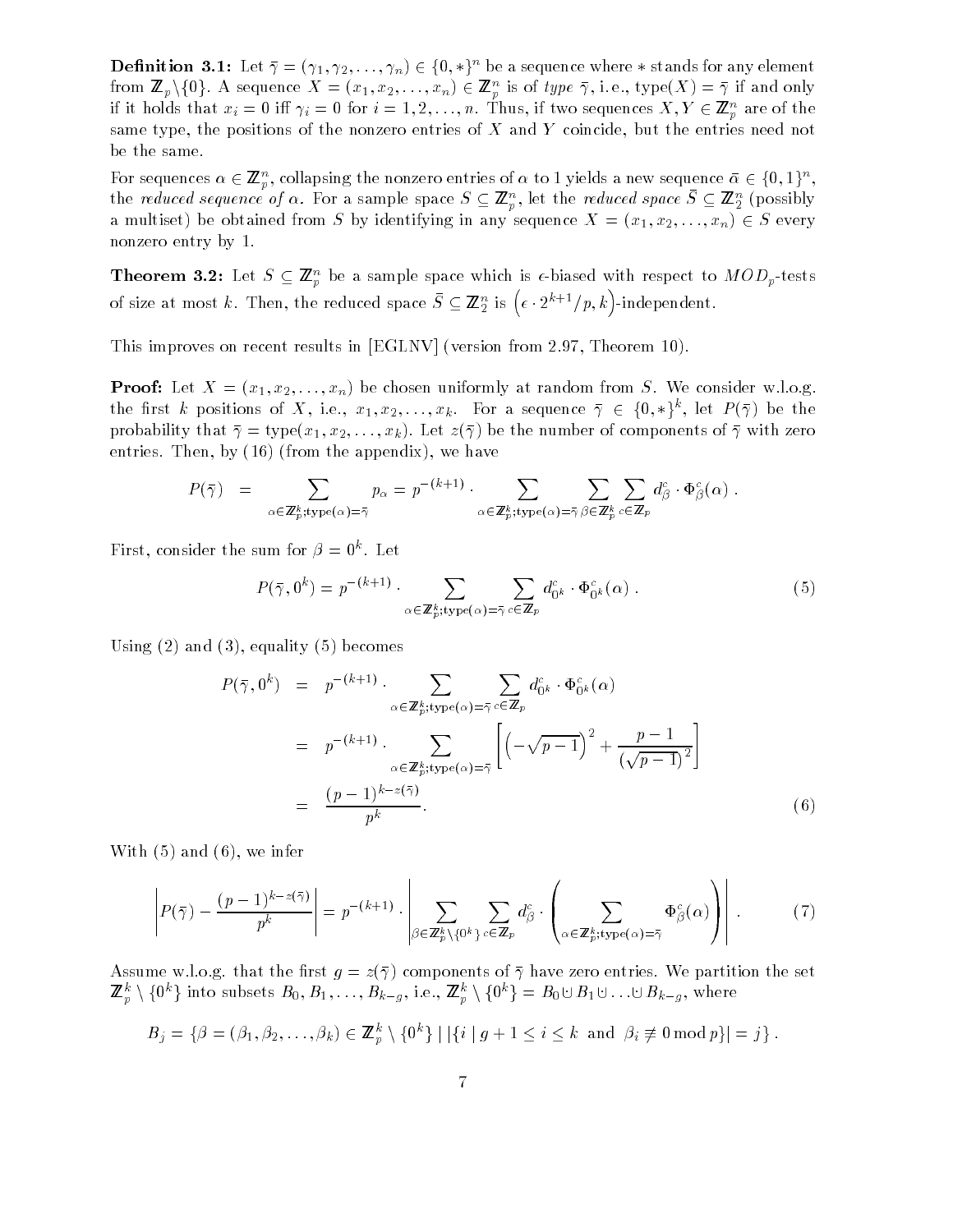**Definition 3.1:** Let $\bar{\gamma} = (\gamma_1, \gamma_2, \ldots, \gamma_n) \in \{0, *\}^n$ be a sequence where $*$ stands for any element from $\mathbb{Z}_p \backslash \{0\}$. A sequence $X = (x_1, x_2, \ldots, x_n) \in \mathbb{Z}_p^n$ is of *type* $\bar{\gamma}$, i.e., type$(X) = \bar{\gamma}$ if and only if it holds that $x_i = 0$ iff $\gamma_i = 0$ for $i = 1, 2, \ldots, n$. Thus, if two sequences $X, Y \in \mathbb{Z}_p^n$ are of the same type, the positions of the nonzero entries of $X$ and $Y$ coincide, but the entries need not be the same.

For sequences $\alpha \in \mathbb{Z}_p^n$, collapsing the nonzero entries of $\alpha$ to 1 yields a new sequence $\bar{\alpha} \in \{0,1\}^n$, the *reduced sequence of* $\alpha$. For a sample space $S \subseteq \mathbb{Z}_p^n$, let the *reduced space* $\bar{S} \subseteq \mathbb{Z}_2^n$ (possibly a multiset) be obtained from $S$ by identifying in any sequence $X = (x_1, x_2, \ldots, x_n) \in S$ every nonzero entry by 1.

**Theorem 3.2:** Let $S \subseteq \mathbb{Z}_p^n$ be a sample space which is $\epsilon$-biased with respect to $MOD_p$-tests of size at most $k$. Then, the reduced space $\bar{S} \subseteq \mathbb{Z}_2^n$ is $\left(\epsilon \cdot 2^{k+1}/p, k\right)$-independent.

This improves on recent results in [EGLNV] (version from 2.97, Theorem 10).

**Proof:** Let $X = (x_1, x_2, \ldots, x_n)$ be chosen uniformly at random from $S$. We consider w.l.o.g. the first $k$ positions of $X$, i.e., $x_1, x_2, \ldots, x_k$. For a sequence $\bar{\gamma} \in \{0, *\}^k$, let $P(\bar{\gamma})$ be the probability that $\bar{\gamma} = \text{type}(x_1, x_2, \ldots, x_k)$. Let $z(\bar{\gamma})$ be the number of components of $\bar{\gamma}$ with zero entries. Then, by (16) (from the appendix), we have

$$P(\bar{\gamma}) \;=\; \sum_{\alpha \in \mathbb{Z}_p^k; \text{type}(\alpha) = \bar{\gamma}} p_\alpha = p^{-(k+1)} \cdot \sum_{\alpha \in \mathbb{Z}_p^k; \text{type}(\alpha) = \bar{\gamma}} \sum_{\beta \in \mathbb{Z}_p^k} \sum_{c \in \mathbb{Z}_p} d_\beta^c \cdot \Phi_\beta^c(\alpha) \; .$$

First, consider the sum for $\beta = 0^k$. Let

$$P(\bar{\gamma}, 0^k) = p^{-(k+1)} \cdot \sum_{\alpha \in \mathbb{Z}_p^k; \text{type}(\alpha) = \bar{\gamma}} \sum_{c \in \mathbb{Z}_p} d_{0^k}^c \cdot \Phi_{0^k}^c(\alpha) \; . \tag{5}$$

Using (2) and (3), equality (5) becomes

$$\begin{aligned}
P(\bar{\gamma}, 0^k) \;&=\; p^{-(k+1)} \cdot \sum_{\alpha \in \mathbb{Z}_p^k; \text{type}(\alpha) = \bar{\gamma}} \sum_{c \in \mathbb{Z}_p} d_{0^k}^c \cdot \Phi_{0^k}^c(\alpha) \\
&=\; p^{-(k+1)} \cdot \sum_{\alpha \in \mathbb{Z}_p^k; \text{type}(\alpha) = \bar{\gamma}} \left[ \left(-\sqrt{p-1}\right)^2 + \frac{p-1}{(\sqrt{p-1})^2} \right] \\
&=\; \frac{(p-1)^{k - z(\bar{\gamma})}}{p^k} .
\end{aligned} \tag{6}$$

With (5) and (6), we infer

$$\left| P(\bar{\gamma}) - \frac{(p-1)^{k-z(\bar{\gamma})}}{p^k} \right| = p^{-(k+1)} \cdot \left| \sum_{\beta \in \mathbb{Z}_p^k \backslash \{0^k\}} \sum_{c \in \mathbb{Z}_p} d_\beta^c \cdot \left( \sum_{\alpha \in \mathbb{Z}_p^k; \text{type}(\alpha) = \bar{\gamma}} \Phi_\beta^c(\alpha) \right) \right| . \tag{7}$$

Assume w.l.o.g. that the first $g = z(\bar{\gamma})$ components of $\bar{\gamma}$ have zero entries. We partition the set $\mathbb{Z}_p^k \setminus \{0^k\}$ into subsets $B_0, B_1, \ldots, B_{k-g}$, i.e., $\mathbb{Z}_p^k \setminus \{0^k\} = B_0 \uplus B_1 \uplus \ldots \uplus B_{k-g}$, where

$$B_j = \{\beta = (\beta_1, \beta_2, \ldots, \beta_k) \in \mathbb{Z}_p^k \setminus \{0^k\} \mid |\{i \mid g+1 \leq i \leq k \text{ and } \beta_i \not\equiv 0 \bmod p\}| = j\} \; .$$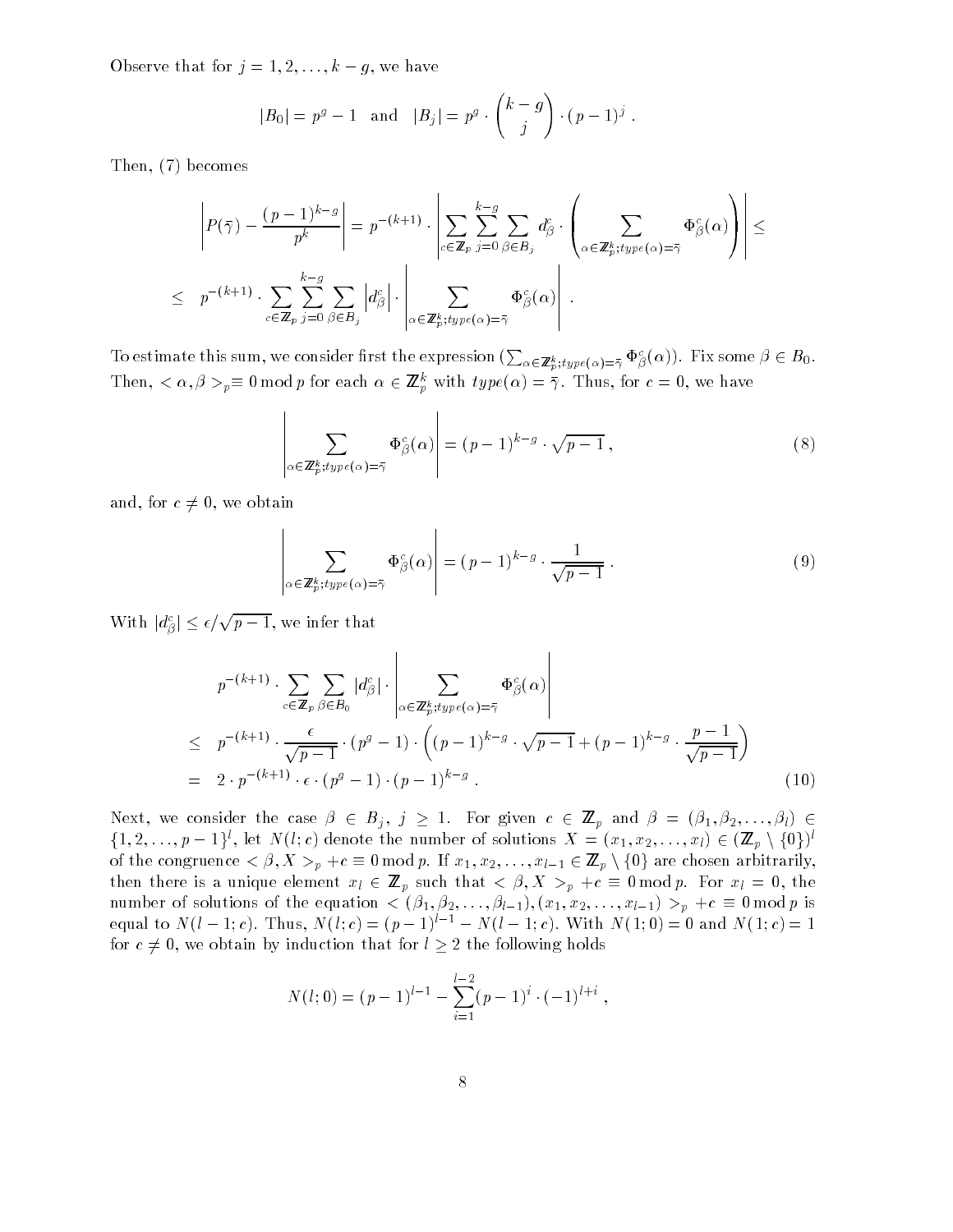Observe that for $j = 1, 2, \ldots, k-g$, we have

$$|B_0| = p^g - 1 \quad \text{and} \quad |B_j| = p^g \cdot \binom{k-g}{j} \cdot (p-1)^j \ .$$

Then, (7) becomes

$$\left| P(\bar{\gamma}) - \frac{(p-1)^{k-g}}{p^k} \right| = p^{-(k+1)} \cdot \left| \sum_{c \in \mathbb{Z}_p} \sum_{j=0}^{k-g} \sum_{\beta \in B_j} d_\beta^c \cdot \left( \sum_{\alpha \in \mathbb{Z}_p^k; type(\alpha) = \bar{\gamma}} \Phi_\beta^c(\alpha) \right) \right| \leq$$

$$\leq \quad p^{-(k+1)} \cdot \sum_{c \in \mathbb{Z}_p} \sum_{j=0}^{k-g} \sum_{\beta \in B_j} \left| d_\beta^c \right| \cdot \left| \sum_{\alpha \in \mathbb{Z}_p^k; type(\alpha) = \bar{\gamma}} \Phi_\beta^c(\alpha) \right| \ .$$

To estimate this sum, we consider first the expression $(\sum_{\alpha \in \mathbb{Z}_p^k; type(\alpha) = \bar{\gamma}} \Phi_\beta^c(\alpha))$. Fix some $\beta \in B_0$. Then, $< \alpha, \beta >_p \equiv 0 \bmod p$ for each $\alpha \in \mathbb{Z}_p^k$ with $type(\alpha) = \bar{\gamma}$. Thus, for $c = 0$, we have

$$\left| \sum_{\alpha \in \mathbb{Z}_p^k; type(\alpha) = \bar{\gamma}} \Phi_\beta^c(\alpha) \right| = (p-1)^{k-g} \cdot \sqrt{p-1} \ , \tag{8}$$

and, for $c \neq 0$, we obtain

$$\left| \sum_{\alpha \in \mathbb{Z}_p^k; type(\alpha) = \bar{\gamma}} \Phi_\beta^c(\alpha) \right| = (p-1)^{k-g} \cdot \frac{1}{\sqrt{p-1}} \ . \tag{9}$$

With $|d_\beta^c| \leq \epsilon / \sqrt{p-1}$, we infer that

$$\begin{aligned}
& p^{-(k+1)} \cdot \sum_{c \in \mathbb{Z}_p} \sum_{\beta \in B_0} |d_\beta^c| \cdot \left| \sum_{\alpha \in \mathbb{Z}_p^k; type(\alpha) = \bar{\gamma}} \Phi_\beta^c(\alpha) \right| \\
\leq \quad & p^{-(k+1)} \cdot \frac{\epsilon}{\sqrt{p-1}} \cdot (p^g - 1) \cdot \left( (p-1)^{k-g} \cdot \sqrt{p-1} + (p-1)^{k-g} \cdot \frac{p-1}{\sqrt{p-1}} \right) \\
= \quad & 2 \cdot p^{-(k+1)} \cdot \epsilon \cdot (p^g - 1) \cdot (p-1)^{k-g} \ . 
\end{aligned} \tag{10}$$

Next, we consider the case $\beta \in B_j$, $j \geq 1$. For given $c \in \mathbb{Z}_p$ and $\beta = (\beta_1, \beta_2, \ldots, \beta_l) \in \{1, 2, \ldots, p-1\}^l$, let $N(l; c)$ denote the number of solutions $X = (x_1, x_2, \ldots, x_l) \in (\mathbb{Z}_p \setminus \{0\})^l$ of the congruence $< \beta, X >_p + c \equiv 0 \bmod p$. If $x_1, x_2, \ldots, x_{l-1} \in \mathbb{Z}_p \setminus \{0\}$ are chosen arbitrarily, then there is a unique element $x_l \in \mathbb{Z}_p$ such that $< \beta, X >_p + c \equiv 0 \bmod p$. For $x_l = 0$, the number of solutions of the equation $< (\beta_1, \beta_2, \ldots, \beta_{l-1}), (x_1, x_2, \ldots, x_{l-1}) >_p + c \equiv 0 \bmod p$ is equal to $N(l-1; c)$. Thus, $N(l; c) = (p-1)^{l-1} - N(l-1; c)$. With $N(1; 0) = 0$ and $N(1; c) = 1$ for $c \neq 0$, we obtain by induction that for $l \geq 2$ the following holds

$$N(l; 0) = (p-1)^{l-1} - \sum_{i=1}^{l-2} (p-1)^i \cdot (-1)^{l+i} \ ,$$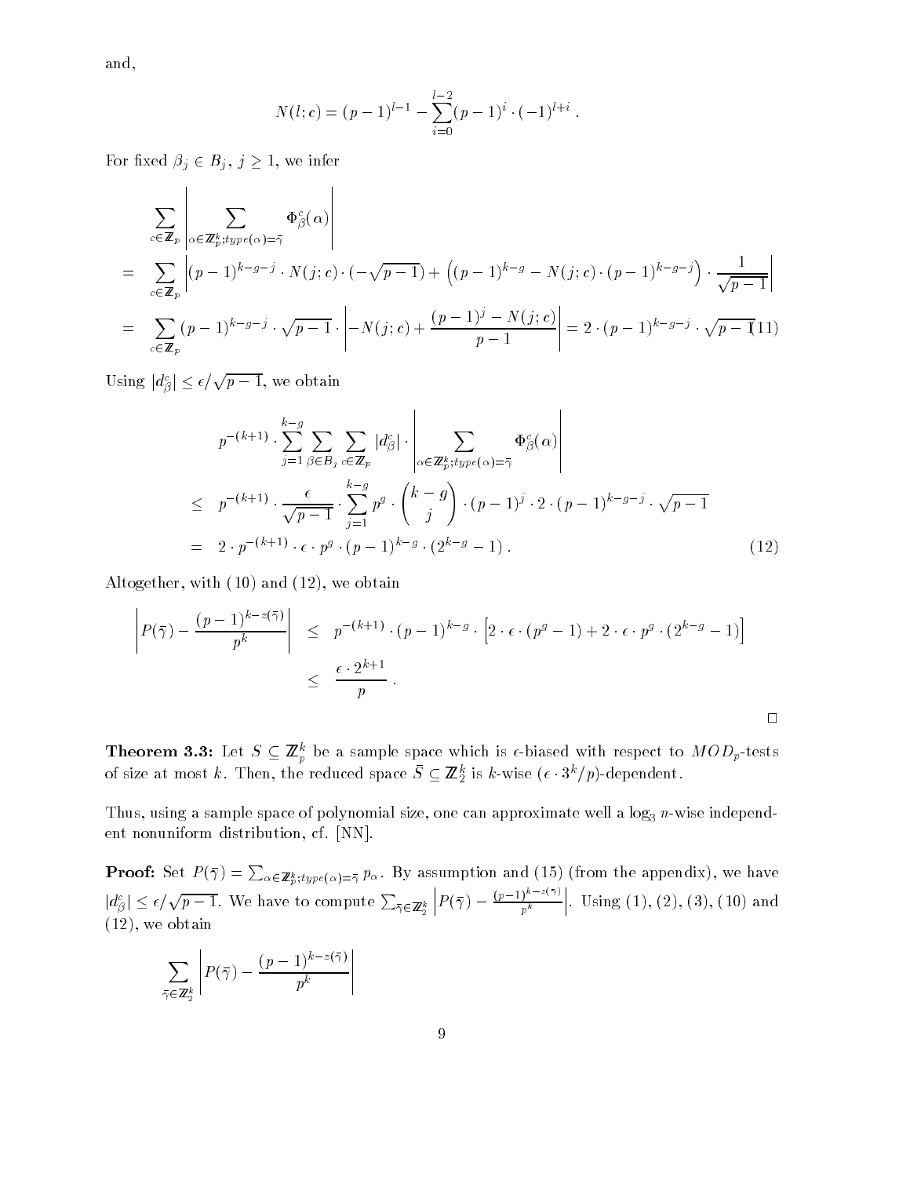and,

$$N(l;c) = (p-1)^{l-1} - \sum_{i=0}^{l-2} (p-1)^i \cdot (-1)^{l+i} .$$

For fixed $\beta_j \in B_j$, $j \geq 1$, we infer

$$\begin{aligned}
& \sum_{c \in \mathbb{Z}_p} \left| \sum_{\alpha \in \mathbb{Z}_p^k; type(\alpha) = \bar{\gamma}} \Phi_\beta^c(\alpha) \right| \\
= \quad & \sum_{c \in \mathbb{Z}_p} \left| (p-1)^{k-g-j} \cdot N(j;c) \cdot (-\sqrt{p-1}) + \left( (p-1)^{k-g} - N(j;c) \cdot (p-1)^{k-g-j} \right) \cdot \frac{1}{\sqrt{p-1}} \right| \\
= \quad & \sum_{c \in \mathbb{Z}_p} (p-1)^{k-g-j} \cdot \sqrt{p-1} \cdot \left| -N(j;c) + \frac{(p-1)^j - N(j;c)}{p-1} \right| = 2 \cdot (p-1)^{k-g-j} \cdot \sqrt{p-1} \qquad (11)
\end{aligned}$$

Using $|d_\beta^c| \leq \epsilon / \sqrt{p-1}$, we obtain

$$\begin{aligned}
& p^{-(k+1)} \cdot \sum_{j=1}^{k-g} \sum_{\beta \in B_j} \sum_{c \in \mathbb{Z}_p} |d_\beta^c| \cdot \left| \sum_{\alpha \in \mathbb{Z}_p^k; type(\alpha) = \bar{\gamma}} \Phi_\beta^c(\alpha) \right| \\
\leq \quad & p^{-(k+1)} \cdot \frac{\epsilon}{\sqrt{p-1}} \cdot \sum_{j=1}^{k-g} p^g \cdot \binom{k-g}{j} \cdot (p-1)^j \cdot 2 \cdot (p-1)^{k-g-j} \cdot \sqrt{p-1} \\
= \quad & 2 \cdot p^{-(k+1)} \cdot \epsilon \cdot p^g \cdot (p-1)^{k-g} \cdot (2^{k-g} - 1) . \qquad (12)
\end{aligned}$$

Altogether, with (10) and (12), we obtain

$$\begin{aligned}
\left| P(\bar{\gamma}) - \frac{(p-1)^{k-z(\bar{\gamma})}}{p^k} \right| \quad & \leq \quad p^{-(k+1)} \cdot (p-1)^{k-g} \cdot \left[ 2 \cdot \epsilon \cdot (p^g - 1) + 2 \cdot \epsilon \cdot p^g \cdot (2^{k-g} - 1) \right] \\
& \leq \quad \frac{\epsilon \cdot 2^{k+1}}{p} .
\end{aligned}$$

□

**Theorem 3.3:** Let $S \subseteq \mathbb{Z}_p^k$ be a sample space which is $\epsilon$-biased with respect to $MOD_p$-tests of size at most $k$. Then, the reduced space $\bar{S} \subseteq \mathbb{Z}_2^k$ is $k$-wise $(\epsilon \cdot 3^k / p)$-dependent.

Thus, using a sample space of polynomial size, one can approximate well a $\log_3 n$-wise independent nonuniform distribution, cf. [NN].

**Proof:** Set $P(\bar{\gamma}) = \sum_{\alpha \in \mathbb{Z}_p^k; type(\alpha) = \bar{\gamma}} p_\alpha$. By assumption and (15) (from the appendix), we have $|d_\beta^c| \leq \epsilon / \sqrt{p-1}$. We have to compute $\sum_{\bar{\gamma} \in \mathbb{Z}_2^k} \left| P(\bar{\gamma}) - \frac{(p-1)^{k-z(\bar{\gamma})}}{p^k} \right|$. Using (1), (2), (3), (10) and (12), we obtain

$$\sum_{\bar{\gamma} \in \mathbb{Z}_2^k} \left| P(\bar{\gamma}) - \frac{(p-1)^{k-z(\bar{\gamma})}}{p^k} \right|$$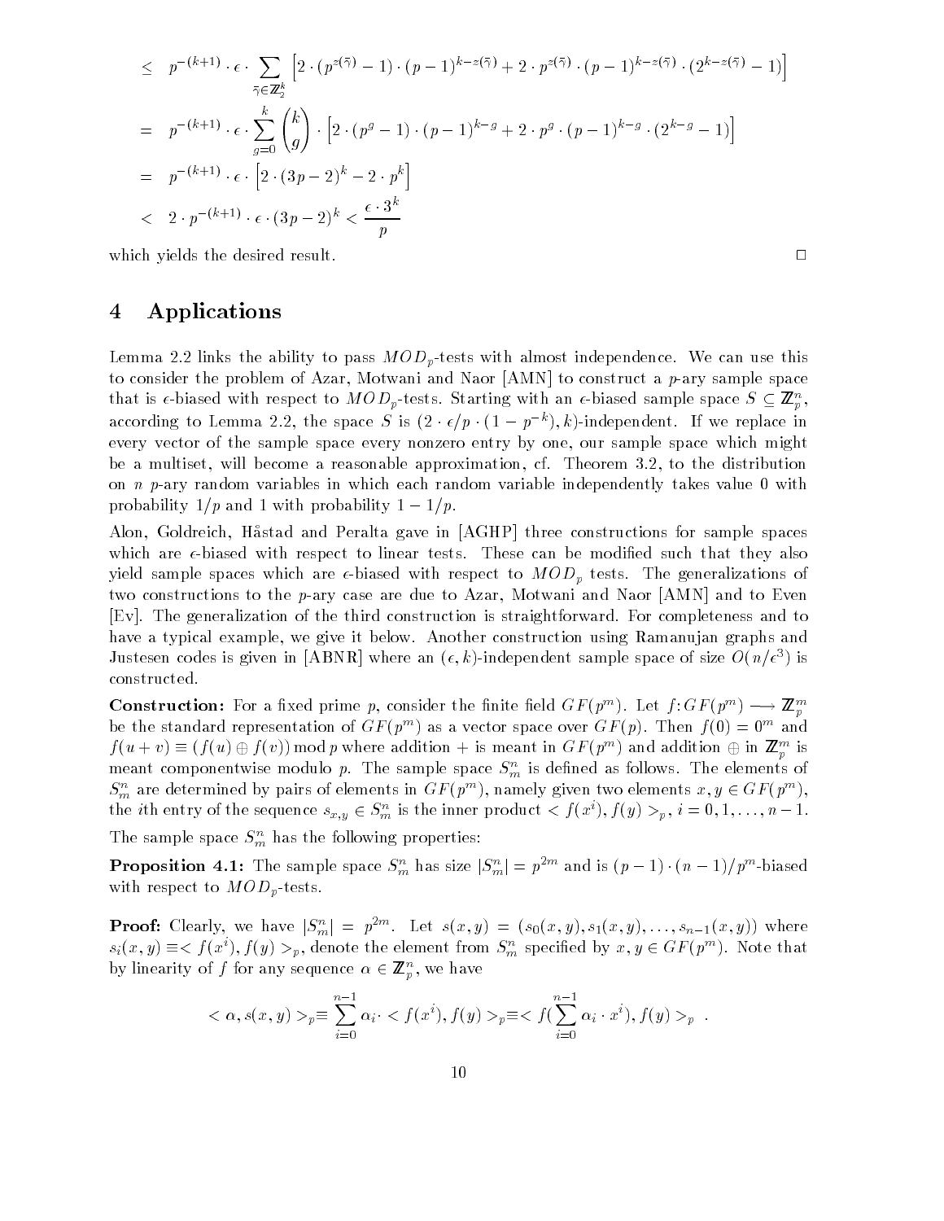$$
\begin{aligned}
&\leq \quad p^{-(k+1)} \cdot \epsilon \cdot \sum_{\bar{\gamma} \in \mathbb{Z}_2^k} \left[ 2 \cdot (p^{z(\bar{\gamma})} - 1) \cdot (p-1)^{k - z(\bar{\gamma})} + 2 \cdot p^{z(\bar{\gamma})} \cdot (p-1)^{k - z(\bar{\gamma})} \cdot (2^{k - z(\bar{\gamma})} - 1) \right] \\
&= \quad p^{-(k+1)} \cdot \epsilon \cdot \sum_{g=0}^{k} \binom{k}{g} \cdot \left[ 2 \cdot (p^g - 1) \cdot (p-1)^{k-g} + 2 \cdot p^g \cdot (p-1)^{k-g} \cdot (2^{k-g} - 1) \right] \\
&= \quad p^{-(k+1)} \cdot \epsilon \cdot \left[ 2 \cdot (3p - 2)^k - 2 \cdot p^k \right] \\
&< \quad 2 \cdot p^{-(k+1)} \cdot \epsilon \cdot (3p-2)^k < \frac{\epsilon \cdot 3^k}{p}
\end{aligned}
$$

which yields the desired result. □

# 4 Applications

Lemma 2.2 links the ability to pass $MOD_p$-tests with almost independence. We can use this to consider the problem of Azar, Motwani and Naor [AMN] to construct a $p$-ary sample space that is $\epsilon$-biased with respect to $MOD_p$-tests. Starting with an $\epsilon$-biased sample space $S \subseteq \mathbb{Z}_p^n$, according to Lemma 2.2, the space $S$ is $(2 \cdot \epsilon/p \cdot (1 - p^{-k}), k)$-independent. If we replace in every vector of the sample space every nonzero entry by one, our sample space which might be a multiset, will become a reasonable approximation, cf. Theorem 3.2, to the distribution on $n$ $p$-ary random variables in which each random variable independently takes value 0 with probability $1/p$ and 1 with probability $1 - 1/p$.

Alon, Goldreich, Håstad and Peralta gave in [AGHP] three constructions for sample spaces which are $\epsilon$-biased with respect to linear tests. These can be modified such that they also yield sample spaces which are $\epsilon$-biased with respect to $MOD_p$ tests. The generalizations of two constructions to the $p$-ary case are due to Azar, Motwani and Naor [AMN] and to Even [Ev]. The generalization of the third construction is straightforward. For completeness and to have a typical example, we give it below. Another construction using Ramanujan graphs and Justesen codes is given in [ABNR] where an $(\epsilon, k)$-independent sample space of size $O(n/\epsilon^3)$ is constructed.

**Construction:** For a fixed prime $p$, consider the finite field $GF(p^m)$. Let $f\colon GF(p^m) \longrightarrow \mathbb{Z}_p^m$ be the standard representation of $GF(p^m)$ as a vector space over $GF(p)$. Then $f(0) = 0^m$ and $f(u + v) \equiv (f(u) \oplus f(v)) \bmod p$ where addition $+$ is meant in $GF(p^m)$ and addition $\oplus$ in $\mathbb{Z}_p^m$ is meant componentwise modulo $p$. The sample space $S_m^n$ is defined as follows. The elements of $S_m^n$ are determined by pairs of elements in $GF(p^m)$, namely given two elements $x, y \in GF(p^m)$, the $i$th entry of the sequence $s_{x,y} \in S_m^n$ is the inner product $< f(x^i), f(y) >_p$, $i = 0, 1, \ldots, n-1$.

The sample space $S_m^n$ has the following properties:

**Proposition 4.1:** The sample space $S_m^n$ has size $|S_m^n| = p^{2m}$ and is $(p-1) \cdot (n-1)/p^m$-biased with respect to $MOD_p$-tests.

**Proof:** Clearly, we have $|S_m^n| = p^{2m}$. Let $s(x, y) = (s_0(x, y), s_1(x, y), \ldots, s_{n-1}(x, y))$ where $s_i(x, y) \equiv < f(x^i), f(y) >_p$, denote the element from $S_m^n$ specified by $x, y \in GF(p^m)$. Note that by linearity of $f$ for any sequence $\alpha \in \mathbb{Z}_p^n$, we have

$$
< \alpha, s(x, y) >_p \equiv \sum_{i=0}^{n-1} \alpha_i \cdot < f(x^i), f(y) >_p \equiv < f(\sum_{i=0}^{n-1} \alpha_i \cdot x^i), f(y) >_p \; .
$$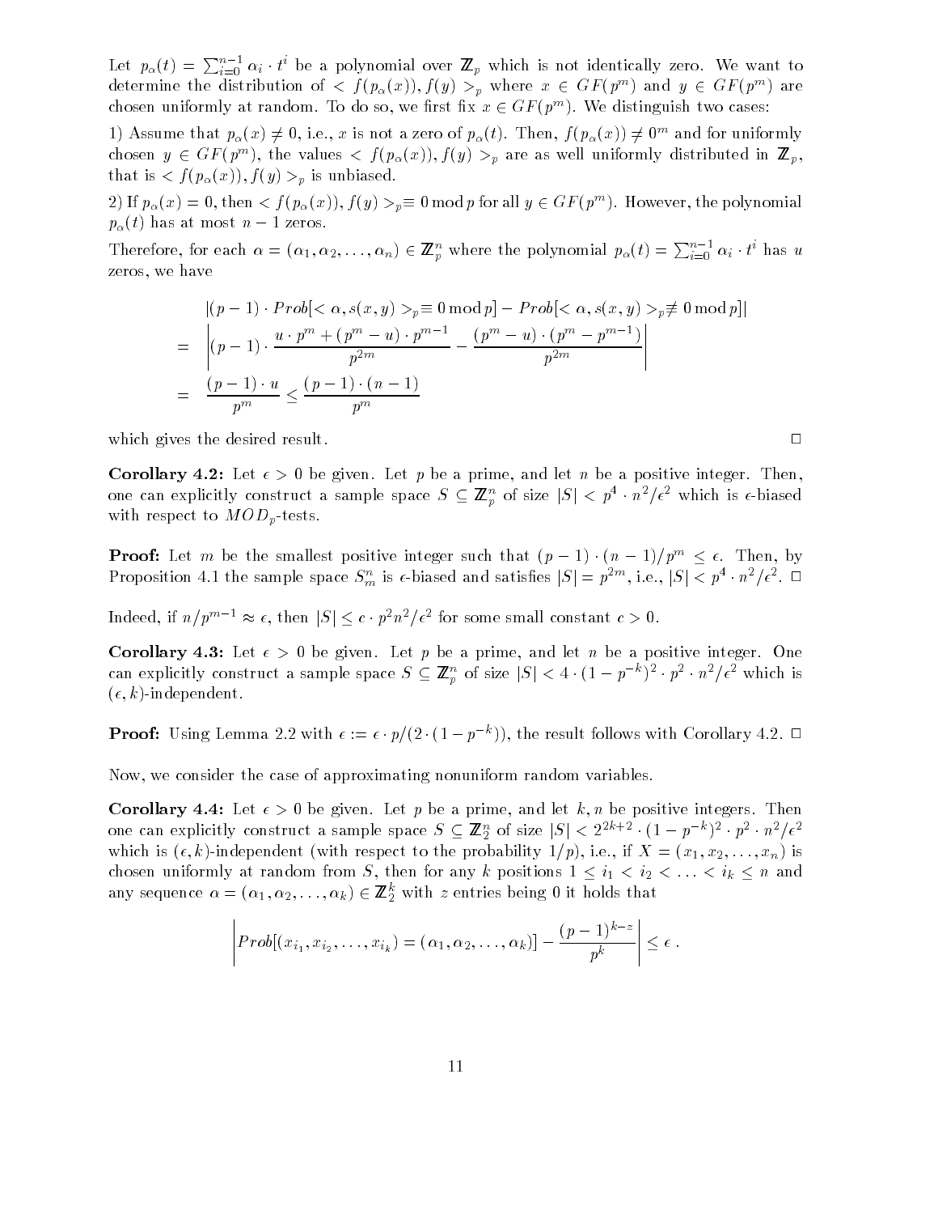Let $p_\alpha(t) = \sum_{i=0}^{n-1} \alpha_i \cdot t^i$ be a polynomial over $\mathbb{Z}_p$ which is not identically zero. We want to determine the distribution of $< f(p_\alpha(x)), f(y) >_p$ where $x \in GF(p^m)$ and $y \in GF(p^m)$ are chosen uniformly at random. To do so, we first fix $x \in GF(p^m)$. We distinguish two cases:

1) Assume that $p_\alpha(x) \neq 0$, i.e., $x$ is not a zero of $p_\alpha(t)$. Then, $f(p_\alpha(x)) \neq 0^m$ and for uniformly chosen $y \in GF(p^m)$, the values $< f(p_\alpha(x)), f(y) >_p$ are as well uniformly distributed in $\mathbb{Z}_p$, that is $< f(p_\alpha(x)), f(y) >_p$ is unbiased.

2) If $p_\alpha(x) = 0$, then $< f(p_\alpha(x)), f(y) >_p \equiv 0 \bmod p$ for all $y \in GF(p^m)$. However, the polynomial $p_\alpha(t)$ has at most $n-1$ zeros.

Therefore, for each $\alpha = (\alpha_1, \alpha_2, \ldots, \alpha_n) \in \mathbb{Z}_p^n$ where the polynomial $p_\alpha(t) = \sum_{i=0}^{n-1} \alpha_i \cdot t^i$ has $u$ zeros, we have

$$
\begin{aligned}
& |(p-1) \cdot Prob[< \alpha, s(x,y) >_p \equiv 0 \bmod p] - Prob[< \alpha, s(x,y) >_p \not\equiv 0 \bmod p]| \\
= & \left| (p-1) \cdot \frac{u \cdot p^m + (p^m - u) \cdot p^{m-1}}{p^{2m}} - \frac{(p^m - u) \cdot (p^m - p^{m-1})}{p^{2m}} \right| \\
= & \frac{(p-1) \cdot u}{p^m} \leq \frac{(p-1) \cdot (n-1)}{p^m}
\end{aligned}
$$

which gives the desired result. □

**Corollary 4.2:** Let $\epsilon > 0$ be given. Let $p$ be a prime, and let $n$ be a positive integer. Then, one can explicitly construct a sample space $S \subseteq \mathbb{Z}_p^n$ of size $|S| < p^4 \cdot n^2/\epsilon^2$ which is $\epsilon$-biased with respect to $MOD_p$-tests.

**Proof:** Let $m$ be the smallest positive integer such that $(p-1) \cdot (n-1)/p^m \leq \epsilon$. Then, by Proposition 4.1 the sample space $S_m^n$ is $\epsilon$-biased and satisfies $|S| = p^{2m}$, i.e., $|S| < p^4 \cdot n^2/\epsilon^2$. □

Indeed, if $n/p^{m-1} \approx \epsilon$, then $|S| \leq c \cdot p^2 n^2/\epsilon^2$ for some small constant $c > 0$.

**Corollary 4.3:** Let $\epsilon > 0$ be given. Let $p$ be a prime, and let $n$ be a positive integer. One can explicitly construct a sample space $S \subseteq \mathbb{Z}_p^n$ of size $|S| < 4 \cdot (1 - p^{-k})^2 \cdot p^2 \cdot n^2/\epsilon^2$ which is $(\epsilon, k)$-independent.

**Proof:** Using Lemma 2.2 with $\epsilon := \epsilon \cdot p/(2 \cdot (1 - p^{-k}))$, the result follows with Corollary 4.2. □

Now, we consider the case of approximating nonuniform random variables.

**Corollary 4.4:** Let $\epsilon > 0$ be given. Let $p$ be a prime, and let $k, n$ be positive integers. Then one can explicitly construct a sample space $S \subseteq \mathbb{Z}_2^n$ of size $|S| < 2^{2k+2} \cdot (1 - p^{-k})^2 \cdot p^2 \cdot n^2/\epsilon^2$ which is $(\epsilon, k)$-independent (with respect to the probability $1/p$), i.e., if $X = (x_1, x_2, \ldots, x_n)$ is chosen uniformly at random from $S$, then for any $k$ positions $1 \leq i_1 < i_2 < \ldots < i_k \leq n$ and any sequence $\alpha = (\alpha_1, \alpha_2, \ldots, \alpha_k) \in \mathbb{Z}_2^k$ with $z$ entries being 0 it holds that

$$
\left| Prob[(x_{i_1}, x_{i_2}, \ldots, x_{i_k}) = (\alpha_1, \alpha_2, \ldots, \alpha_k)] - \frac{(p-1)^{k-z}}{p^k} \right| \leq \epsilon .
$$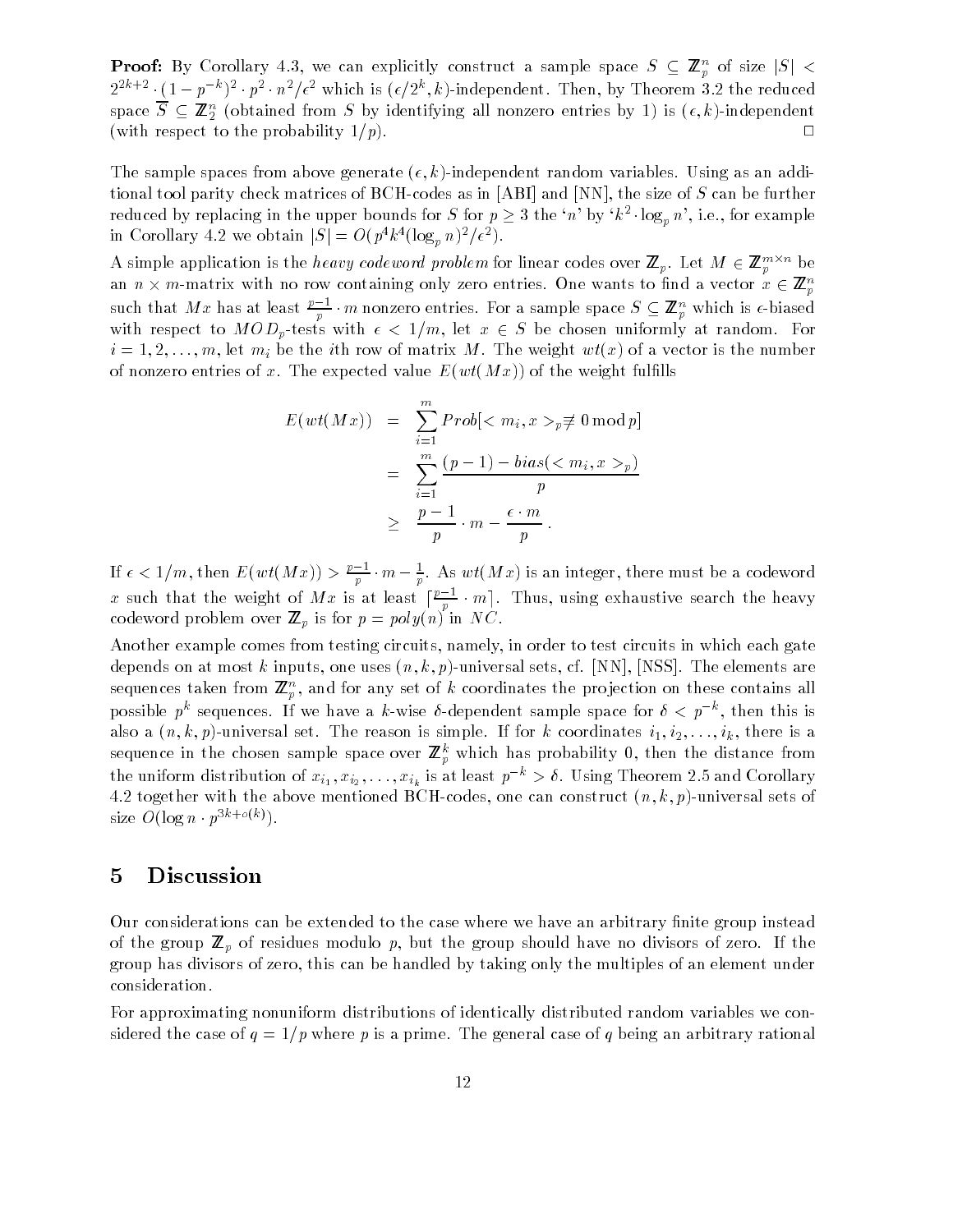**Proof:** By Corollary 4.3, we can explicitly construct a sample space $S \subseteq \mathbb{Z}_p^n$ of size $|S| < 2^{2k+2} \cdot (1-p^{-k})^2 \cdot p^2 \cdot n^2/\epsilon^2$ which is $(\epsilon/2^k, k)$-independent. Then, by Theorem 3.2 the reduced space $\overline{S} \subseteq \mathbb{Z}_2^n$ (obtained from $S$ by identifying all nonzero entries by 1) is $(\epsilon, k)$-independent (with respect to the probability $1/p$). $\Box$

The sample spaces from above generate $(\epsilon, k)$-independent random variables. Using as an additional tool parity check matrices of BCH-codes as in [ABI] and [NN], the size of $S$ can be further reduced by replacing in the upper bounds for $S$ for $p \geq 3$ the '$n$' by '$k^2 \cdot \log_p n$', i.e., for example in Corollary 4.2 we obtain $|S| = O(p^4 k^4 (\log_p n)^2/\epsilon^2)$.

A simple application is the *heavy codeword problem* for linear codes over $\mathbb{Z}_p$. Let $M \in \mathbb{Z}_p^{m \times n}$ be an $n \times m$-matrix with no row containing only zero entries. One wants to find a vector $x \in \mathbb{Z}_p^n$ such that $Mx$ has at least $\frac{p-1}{p} \cdot m$ nonzero entries. For a sample space $S \subseteq \mathbb{Z}_p^n$ which is $\epsilon$-biased with respect to $MOD_p$-tests with $\epsilon < 1/m$, let $x \in S$ be chosen uniformly at random. For $i = 1, 2, \ldots, m$, let $m_i$ be the $i$th row of matrix $M$. The weight $wt(x)$ of a vector is the number of nonzero entries of $x$. The expected value $E(wt(Mx))$ of the weight fulfills

$$
\begin{aligned}
E(wt(Mx)) &= \sum_{i=1}^{m} Prob[< m_i, x >_p \not\equiv 0 \bmod p] \\
&= \sum_{i=1}^{m} \frac{(p-1) - bias(< m_i, x >_p)}{p} \\
&\geq \frac{p-1}{p} \cdot m - \frac{\epsilon \cdot m}{p}.
\end{aligned}
$$

If $\epsilon < 1/m$, then $E(wt(Mx)) > \frac{p-1}{p} \cdot m - \frac{1}{p}$. As $wt(Mx)$ is an integer, there must be a codeword $x$ such that the weight of $Mx$ is at least $\lceil \frac{p-1}{p} \cdot m \rceil$. Thus, using exhaustive search the heavy codeword problem over $\mathbb{Z}_p$ is for $p = poly(n)$ in $NC$.

Another example comes from testing circuits, namely, in order to test circuits in which each gate depends on at most $k$ inputs, one uses $(n, k, p)$-universal sets, cf. [NN], [NSS]. The elements are sequences taken from $\mathbb{Z}_p^n$, and for any set of $k$ coordinates the projection on these contains all possible $p^k$ sequences. If we have a $k$-wise $\delta$-dependent sample space for $\delta < p^{-k}$, then this is also a $(n, k, p)$-universal set. The reason is simple. If for $k$ coordinates $i_1, i_2, \ldots, i_k$, there is a sequence in the chosen sample space over $\mathbb{Z}_p^k$ which has probability 0, then the distance from the uniform distribution of $x_{i_1}, x_{i_2}, \ldots, x_{i_k}$ is at least $p^{-k} > \delta$. Using Theorem 2.5 and Corollary 4.2 together with the above mentioned BCH-codes, one can construct $(n, k, p)$-universal sets of size $O(\log n \cdot p^{3k+o(k)})$.

## 5 Discussion

Our considerations can be extended to the case where we have an arbitrary finite group instead of the group $\mathbb{Z}_p$ of residues modulo $p$, but the group should have no divisors of zero. If the group has divisors of zero, this can be handled by taking only the multiples of an element under consideration.

For approximating nonuniform distributions of identically distributed random variables we considered the case of $q = 1/p$ where $p$ is a prime. The general case of $q$ being an arbitrary rational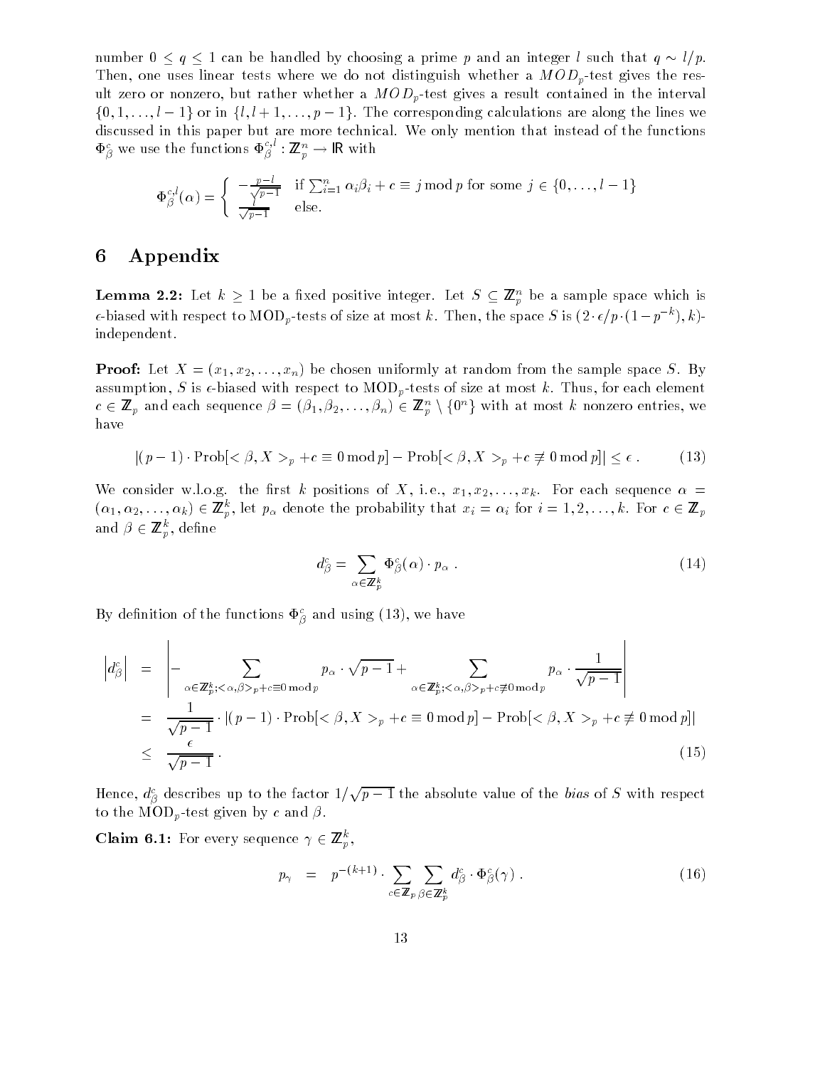number $0 \leq q \leq 1$ can be handled by choosing a prime $p$ and an integer $l$ such that $q \sim l/p$. Then, one uses linear tests where we do not distinguish whether a $MOD_p$-test gives the result zero or nonzero, but rather whether a $MOD_p$-test gives a result contained in the interval $\{0, 1, \ldots, l-1\}$ or in $\{l, l+1, \ldots, p-1\}$. The corresponding calculations are along the lines we discussed in this paper but are more technical. We only mention that instead of the functions $\Phi_\beta^c$ we use the functions $\Phi_\beta^{c,l} : \mathbb{Z}_p^n \to \mathbb{R}$ with

$$\Phi_\beta^{c,l}(\alpha) = \begin{cases} -\frac{p-l}{\sqrt{p-1}} & \text{if } \sum_{i=1}^n \alpha_i \beta_i + c \equiv j \bmod p \text{ for some } j \in \{0, \ldots, l-1\} \\ \frac{l}{\sqrt{p-1}} & \text{else.} \end{cases}$$

# 6 Appendix

**Lemma 2.2:** Let $k \geq 1$ be a fixed positive integer. Let $S \subseteq \mathbb{Z}_p^n$ be a sample space which is $\epsilon$-biased with respect to MOD$_p$-tests of size at most $k$. Then, the space $S$ is $(2 \cdot \epsilon/p \cdot (1 - p^{-k}), k)$-independent.

**Proof:** Let $X = (x_1, x_2, \ldots, x_n)$ be chosen uniformly at random from the sample space $S$. By assumption, $S$ is $\epsilon$-biased with respect to MOD$_p$-tests of size at most $k$. Thus, for each element $c \in \mathbb{Z}_p$ and each sequence $\beta = (\beta_1, \beta_2, \ldots, \beta_n) \in \mathbb{Z}_p^n \setminus \{0^n\}$ with at most $k$ nonzero entries, we have

$$|(p-1) \cdot \text{Prob}[<\beta, X>_p + c \equiv 0 \bmod p] - \text{Prob}[<\beta, X>_p + c \not\equiv 0 \bmod p]| \leq \epsilon \; . \tag{13}$$

We consider w.l.o.g. the first $k$ positions of $X$, i.e., $x_1, x_2, \ldots, x_k$. For each sequence $\alpha = (\alpha_1, \alpha_2, \ldots, \alpha_k) \in \mathbb{Z}_p^k$, let $p_\alpha$ denote the probability that $x_i = \alpha_i$ for $i = 1, 2, \ldots, k$. For $c \in \mathbb{Z}_p$ and $\beta \in \mathbb{Z}_p^k$, define

$$d_\beta^c = \sum_{\alpha \in \mathbb{Z}_p^k} \Phi_\beta^c(\alpha) \cdot p_\alpha \; . \tag{14}$$

By definition of the functions $\Phi_\beta^c$ and using (13), we have

$$\begin{aligned} \left| d_\beta^c \right| &= \left| - \sum_{\alpha \in \mathbb{Z}_p^k; <\alpha,\beta>_p + c \equiv 0 \bmod p} p_\alpha \cdot \sqrt{p-1} + \sum_{\alpha \in \mathbb{Z}_p^k; <\alpha,\beta>_p + c \not\equiv 0 \bmod p} p_\alpha \cdot \frac{1}{\sqrt{p-1}} \right| \\ &= \frac{1}{\sqrt{p-1}} \cdot |(p-1) \cdot \text{Prob}[<\beta, X>_p + c \equiv 0 \bmod p] - \text{Prob}[<\beta, X>_p + c \not\equiv 0 \bmod p]| \\ &\leq \frac{\epsilon}{\sqrt{p-1}} \; . \end{aligned} \tag{15}$$

Hence, $d_\beta^c$ describes up to the factor $1/\sqrt{p-1}$ the absolute value of the *bias* of $S$ with respect to the MOD$_p$-test given by $c$ and $\beta$.

**Claim 6.1:** For every sequence $\gamma \in \mathbb{Z}_p^k$,

$$p_\gamma = p^{-(k+1)} \cdot \sum_{c \in \mathbb{Z}_p} \sum_{\beta \in \mathbb{Z}_p^k} d_\beta^c \cdot \Phi_\beta^c(\gamma) \; . \tag{16}$$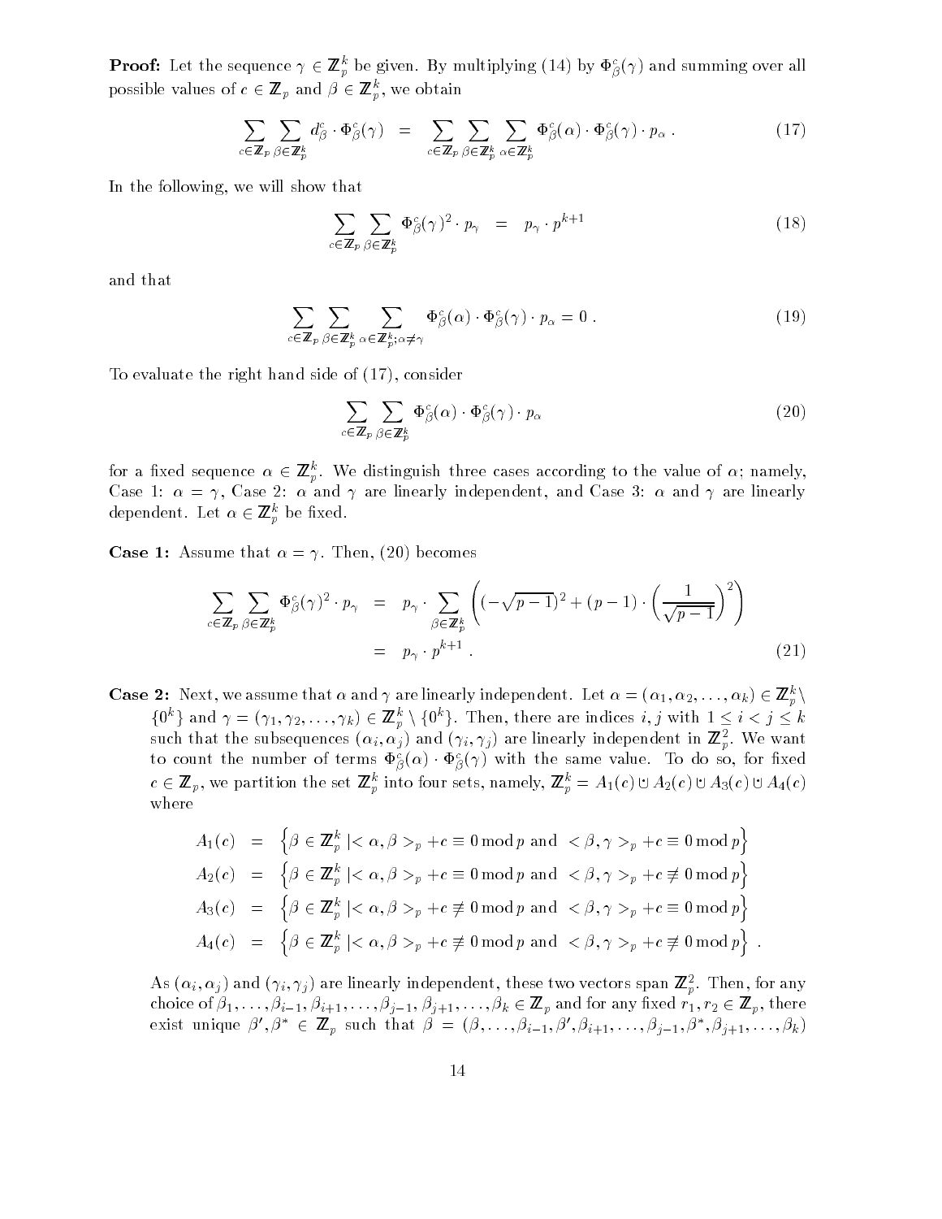**Proof:** Let the sequence $\gamma \in \mathbb{Z}_p^k$ be given. By multiplying (14) by $\Phi_\beta^c(\gamma)$ and summing over all possible values of $c \in \mathbb{Z}_p$ and $\beta \in \mathbb{Z}_p^k$, we obtain

$$\sum_{c\in\mathbb{Z}_p}\sum_{\beta\in\mathbb{Z}_p^k} d_\beta^c \cdot \Phi_\beta^c(\gamma) \quad = \quad \sum_{c\in\mathbb{Z}_p}\sum_{\beta\in\mathbb{Z}_p^k}\sum_{\alpha\in\mathbb{Z}_p^k} \Phi_\beta^c(\alpha)\cdot\Phi_\beta^c(\gamma)\cdot p_\alpha \ . \tag{17}$$

In the following, we will show that

$$\sum_{c\in\mathbb{Z}_p}\sum_{\beta\in\mathbb{Z}_p^k} \Phi_\beta^c(\gamma)^2 \cdot p_\gamma \quad = \quad p_\gamma \cdot p^{k+1} \tag{18}$$

and that

$$\sum_{c\in\mathbb{Z}_p}\sum_{\beta\in\mathbb{Z}_p^k}\sum_{\alpha\in\mathbb{Z}_p^k;\alpha\neq\gamma} \Phi_\beta^c(\alpha)\cdot\Phi_\beta^c(\gamma)\cdot p_\alpha = 0 \ . \tag{19}$$

To evaluate the right hand side of (17), consider

$$\sum_{c\in\mathbb{Z}_p}\sum_{\beta\in\mathbb{Z}_p^k} \Phi_\beta^c(\alpha)\cdot\Phi_\beta^c(\gamma)\cdot p_\alpha \tag{20}$$

for a fixed sequence $\alpha \in \mathbb{Z}_p^k$. We distinguish three cases according to the value of $\alpha$; namely, Case 1: $\alpha = \gamma$, Case 2: $\alpha$ and $\gamma$ are linearly independent, and Case 3: $\alpha$ and $\gamma$ are linearly dependent. Let $\alpha \in \mathbb{Z}_p^k$ be fixed.

**Case 1:** Assume that $\alpha = \gamma$. Then, (20) becomes

$$\begin{aligned}
\sum_{c\in\mathbb{Z}_p}\sum_{\beta\in\mathbb{Z}_p^k} \Phi_\beta^c(\gamma)^2 \cdot p_\gamma \quad &= \quad p_\gamma \cdot \sum_{\beta\in\mathbb{Z}_p^k}\left((-\sqrt{p-1})^2 + (p-1)\cdot\left(\frac{1}{\sqrt{p-1}}\right)^2\right) \\
&= \quad p_\gamma \cdot p^{k+1} \ .
\end{aligned} \tag{21}$$

**Case 2:** Next, we assume that $\alpha$ and $\gamma$ are linearly independent. Let $\alpha = (\alpha_1, \alpha_2, \ldots, \alpha_k) \in \mathbb{Z}_p^k \setminus \{0^k\}$ and $\gamma = (\gamma_1, \gamma_2, \ldots, \gamma_k) \in \mathbb{Z}_p^k \setminus \{0^k\}$. Then, there are indices $i, j$ with $1 \le i < j \le k$ such that the subsequences $(\alpha_i, \alpha_j)$ and $(\gamma_i, \gamma_j)$ are linearly independent in $\mathbb{Z}_p^2$. We want to count the number of terms $\Phi_\beta^c(\alpha)\cdot\Phi_\beta^c(\gamma)$ with the same value. To do so, for fixed $c \in \mathbb{Z}_p$, we partition the set $\mathbb{Z}_p^k$ into four sets, namely, $\mathbb{Z}_p^k = A_1(c) \uplus A_2(c) \uplus A_3(c) \uplus A_4(c)$ where

$$\begin{aligned}
A_1(c) \quad &= \quad \left\{\beta \in \mathbb{Z}_p^k \,|< \alpha, \beta >_p + c \equiv 0 \bmod p \text{ and } < \beta, \gamma >_p + c \equiv 0 \bmod p\right\} \\
A_2(c) \quad &= \quad \left\{\beta \in \mathbb{Z}_p^k \,|< \alpha, \beta >_p + c \equiv 0 \bmod p \text{ and } < \beta, \gamma >_p + c \not\equiv 0 \bmod p\right\} \\
A_3(c) \quad &= \quad \left\{\beta \in \mathbb{Z}_p^k \,|< \alpha, \beta >_p + c \not\equiv 0 \bmod p \text{ and } < \beta, \gamma >_p + c \equiv 0 \bmod p\right\} \\
A_4(c) \quad &= \quad \left\{\beta \in \mathbb{Z}_p^k \,|< \alpha, \beta >_p + c \not\equiv 0 \bmod p \text{ and } < \beta, \gamma >_p + c \not\equiv 0 \bmod p\right\} \ .
\end{aligned}$$

As $(\alpha_i, \alpha_j)$ and $(\gamma_i, \gamma_j)$ are linearly independent, these two vectors span $\mathbb{Z}_p^2$. Then, for any choice of $\beta_1, \ldots, \beta_{i-1}, \beta_{i+1}, \ldots, \beta_{j-1}, \beta_{j+1}, \ldots, \beta_k \in \mathbb{Z}_p$ and for any fixed $r_1, r_2 \in \mathbb{Z}_p$, there exist unique $\beta', \beta^* \in \mathbb{Z}_p$ such that $\beta = (\beta, \ldots, \beta_{i-1}, \beta', \beta_{i+1}, \ldots, \beta_{j-1}, \beta^*, \beta_{j+1}, \ldots, \beta_k)$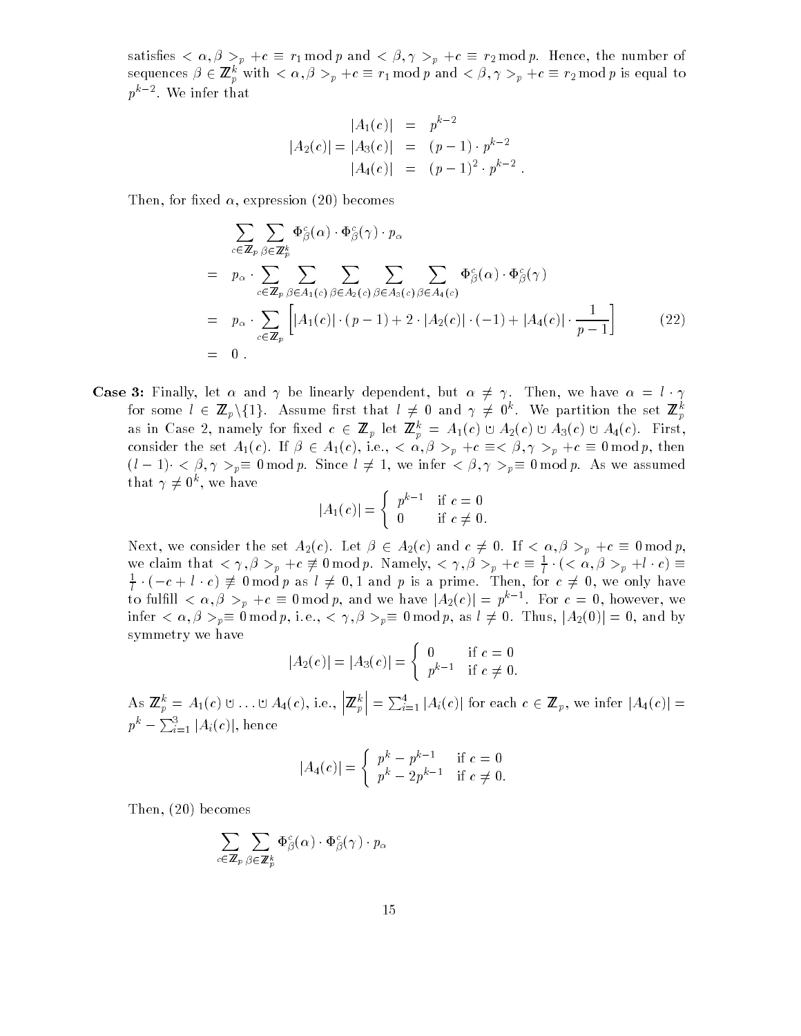satisfies $< \alpha, \beta >_p + c \equiv r_1 \bmod p$ and $< \beta, \gamma >_p + c \equiv r_2 \bmod p$. Hence, the number of sequences $\beta \in \mathbb{Z}_p^k$ with $< \alpha, \beta >_p + c \equiv r_1 \bmod p$ and $< \beta, \gamma >_p + c \equiv r_2 \bmod p$ is equal to $p^{k-2}$. We infer that

$$\begin{aligned} |A_1(c)| &= p^{k-2} \\ |A_2(c)| = |A_3(c)| &= (p-1) \cdot p^{k-2} \\ |A_4(c)| &= (p-1)^2 \cdot p^{k-2} . \end{aligned}$$

Then, for fixed $\alpha$, expression (20) becomes

$$\begin{aligned} & \sum_{c \in \mathbb{Z}_p} \sum_{\beta \in \mathbb{Z}_p^k} \Phi^c_\beta(\alpha) \cdot \Phi^c_\beta(\gamma) \cdot p_\alpha \\ = \;& p_\alpha \cdot \sum_{c \in \mathbb{Z}_p} \sum_{\beta \in A_1(c)} \sum_{\beta \in A_2(c)} \sum_{\beta \in A_3(c)} \sum_{\beta \in A_4(c)} \Phi^c_\beta(\alpha) \cdot \Phi^c_\beta(\gamma) \\ = \;& p_\alpha \cdot \sum_{c \in \mathbb{Z}_p} \left[ |A_1(c)| \cdot (p-1) + 2 \cdot |A_2(c)| \cdot (-1) + |A_4(c)| \cdot \frac{1}{p-1} \right] \qquad (22) \\ = \;& 0 . \end{aligned}$$

**Case 3:** Finally, let $\alpha$ and $\gamma$ be linearly dependent, but $\alpha \neq \gamma$. Then, we have $\alpha = l \cdot \gamma$ for some $l \in \mathbb{Z}_p \backslash \{1\}$. Assume first that $l \neq 0$ and $\gamma \neq 0^k$. We partition the set $\mathbb{Z}_p^k$ as in Case 2, namely for fixed $c \in \mathbb{Z}_p$ let $\mathbb{Z}_p^k = A_1(c) \uplus A_2(c) \uplus A_3(c) \uplus A_4(c)$. First, consider the set $A_1(c)$. If $\beta \in A_1(c)$, i.e., $< \alpha, \beta >_p + c \equiv < \beta, \gamma >_p + c \equiv 0 \bmod p$, then $(l-1) \cdot < \beta, \gamma >_p \equiv 0 \bmod p$. Since $l \neq 1$, we infer $< \beta, \gamma >_p \equiv 0 \bmod p$. As we assumed that $\gamma \neq 0^k$, we have

$$|A_1(c)| = \begin{cases} p^{k-1} & \text{if } c = 0 \\ 0 & \text{if } c \neq 0. \end{cases}$$

Next, we consider the set $A_2(c)$. Let $\beta \in A_2(c)$ and $c \neq 0$. If $< \alpha, \beta >_p + c \equiv 0 \bmod p$, we claim that $< \gamma, \beta >_p + c \not\equiv 0 \bmod p$. Namely, $< \gamma, \beta >_p + c \equiv \frac{1}{l} \cdot (< \alpha, \beta >_p + l \cdot c) \equiv \frac{1}{l} \cdot (-c + l \cdot c) \not\equiv 0 \bmod p$ as $l \neq 0, 1$ and $p$ is a prime. Then, for $c \neq 0$, we only have to fulfill $< \alpha, \beta >_p + c \equiv 0 \bmod p$, and we have $|A_2(c)| = p^{k-1}$. For $c = 0$, however, we infer $< \alpha, \beta >_p \equiv 0 \bmod p$, i.e., $< \gamma, \beta >_p \equiv 0 \bmod p$, as $l \neq 0$. Thus, $|A_2(0)| = 0$, and by symmetry we have

$$|A_2(c)| = |A_3(c)| = \begin{cases} 0 & \text{if } c = 0 \\ p^{k-1} & \text{if } c \neq 0. \end{cases}$$

As $\mathbb{Z}_p^k = A_1(c) \uplus \ldots \uplus A_4(c)$, i.e., $\left| \mathbb{Z}_p^k \right| = \sum_{i=1}^4 |A_i(c)|$ for each $c \in \mathbb{Z}_p$, we infer $|A_4(c)| = p^k - \sum_{i=1}^3 |A_i(c)|$, hence

$$|A_4(c)| = \begin{cases} p^k - p^{k-1} & \text{if } c = 0 \\ p^k - 2p^{k-1} & \text{if } c \neq 0. \end{cases}$$

Then, (20) becomes

$$\sum_{c \in \mathbb{Z}_p} \sum_{\beta \in \mathbb{Z}_p^k} \Phi^c_\beta(\alpha) \cdot \Phi^c_\beta(\gamma) \cdot p_\alpha$$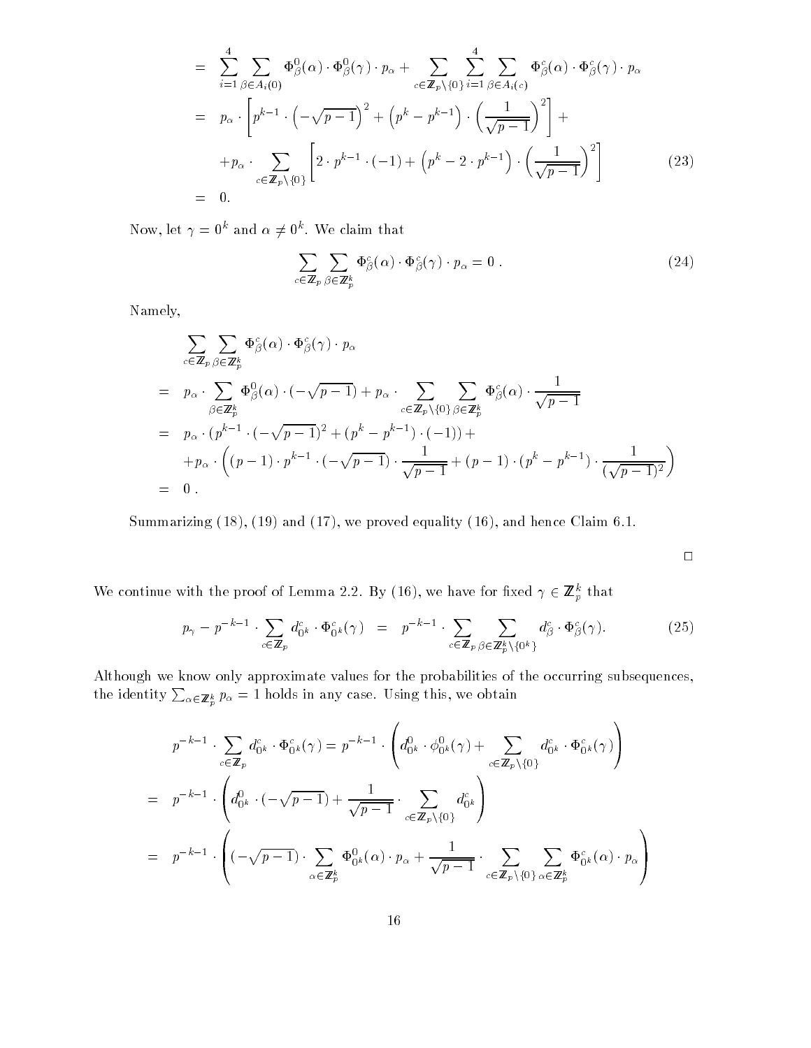$$
\begin{aligned}
&= \sum_{i=1}^{4} \sum_{\beta \in A_i(0)} \Phi_\beta^0(\alpha) \cdot \Phi_\beta^0(\gamma) \cdot p_\alpha + \sum_{c \in \mathbb{Z}_p \setminus \{0\}} \sum_{i=1}^{4} \sum_{\beta \in A_i(c)} \Phi_\beta^c(\alpha) \cdot \Phi_\beta^c(\gamma) \cdot p_\alpha \\
&= p_\alpha \cdot \left[ p^{k-1} \cdot \left(-\sqrt{p-1}\right)^2 + \left(p^k - p^{k-1}\right) \cdot \left(\frac{1}{\sqrt{p-1}}\right)^2 \right] + \\
&\quad + p_\alpha \cdot \sum_{c \in \mathbb{Z}_p \setminus \{0\}} \left[ 2 \cdot p^{k-1} \cdot (-1) + \left(p^k - 2 \cdot p^{k-1}\right) \cdot \left(\frac{1}{\sqrt{p-1}}\right)^2 \right] \qquad (23) \\
&= 0.
\end{aligned}
$$

Now, let $\gamma = 0^k$ and $\alpha \neq 0^k$. We claim that

$$
\sum_{c \in \mathbb{Z}_p} \sum_{\beta \in \mathbb{Z}_p^k} \Phi_\beta^c(\alpha) \cdot \Phi_\beta^c(\gamma) \cdot p_\alpha = 0 \, . \qquad (24)
$$

Namely,

$$
\begin{aligned}
&\sum_{c \in \mathbb{Z}_p} \sum_{\beta \in \mathbb{Z}_p^k} \Phi_\beta^c(\alpha) \cdot \Phi_\beta^c(\gamma) \cdot p_\alpha \\
&= p_\alpha \cdot \sum_{\beta \in \mathbb{Z}_p^k} \Phi_\beta^0(\alpha) \cdot (-\sqrt{p-1}) + p_\alpha \cdot \sum_{c \in \mathbb{Z}_p \setminus \{0\}} \sum_{\beta \in \mathbb{Z}_p^k} \Phi_\beta^c(\alpha) \cdot \frac{1}{\sqrt{p-1}} \\
&= p_\alpha \cdot (p^{k-1} \cdot (-\sqrt{p-1})^2 + (p^k - p^{k-1}) \cdot (-1)) + \\
&\quad + p_\alpha \cdot \left( (p-1) \cdot p^{k-1} \cdot (-\sqrt{p-1}) \cdot \frac{1}{\sqrt{p-1}} + (p-1) \cdot (p^k - p^{k-1}) \cdot \frac{1}{(\sqrt{p-1})^2} \right) \\
&= 0 \, .
\end{aligned}
$$

Summarizing (18), (19) and (17), we proved equality (16), and hence Claim 6.1.

□

We continue with the proof of Lemma 2.2. By (16), we have for fixed $\gamma \in \mathbb{Z}_p^k$ that

$$
p_\gamma - p^{-k-1} \cdot \sum_{c \in \mathbb{Z}_p} d_{0^k}^c \cdot \Phi_{0^k}^c(\gamma) \;\; = \;\; p^{-k-1} \cdot \sum_{c \in \mathbb{Z}_p} \sum_{\beta \in \mathbb{Z}_p^k \setminus \{0^k\}} d_\beta^c \cdot \Phi_\beta^c(\gamma). \qquad (25)
$$

Although we know only approximate values for the probabilities of the occurring subsequences, the identity $\sum_{\alpha \in \mathbb{Z}_p^k} p_\alpha = 1$ holds in any case. Using this, we obtain

$$
\begin{aligned}
&p^{-k-1} \cdot \sum_{c \in \mathbb{Z}_p} d_{0^k}^c \cdot \Phi_{0^k}^c(\gamma) = p^{-k-1} \cdot \left( d_{0^k}^0 \cdot \phi_{0^k}^0(\gamma) + \sum_{c \in \mathbb{Z}_p \setminus \{0\}} d_{0^k}^c \cdot \Phi_{0^k}^c(\gamma) \right) \\
&= p^{-k-1} \cdot \left( d_{0^k}^0 \cdot (-\sqrt{p-1}) + \frac{1}{\sqrt{p-1}} \cdot \sum_{c \in \mathbb{Z}_p \setminus \{0\}} d_{0^k}^c \right) \\
&= p^{-k-1} \cdot \left( (-\sqrt{p-1}) \cdot \sum_{\alpha \in \mathbb{Z}_p^k} \Phi_{0^k}^0(\alpha) \cdot p_\alpha + \frac{1}{\sqrt{p-1}} \cdot \sum_{c \in \mathbb{Z}_p \setminus \{0\}} \sum_{\alpha \in \mathbb{Z}_p^k} \Phi_{0^k}^c(\alpha) \cdot p_\alpha \right)
\end{aligned}
$$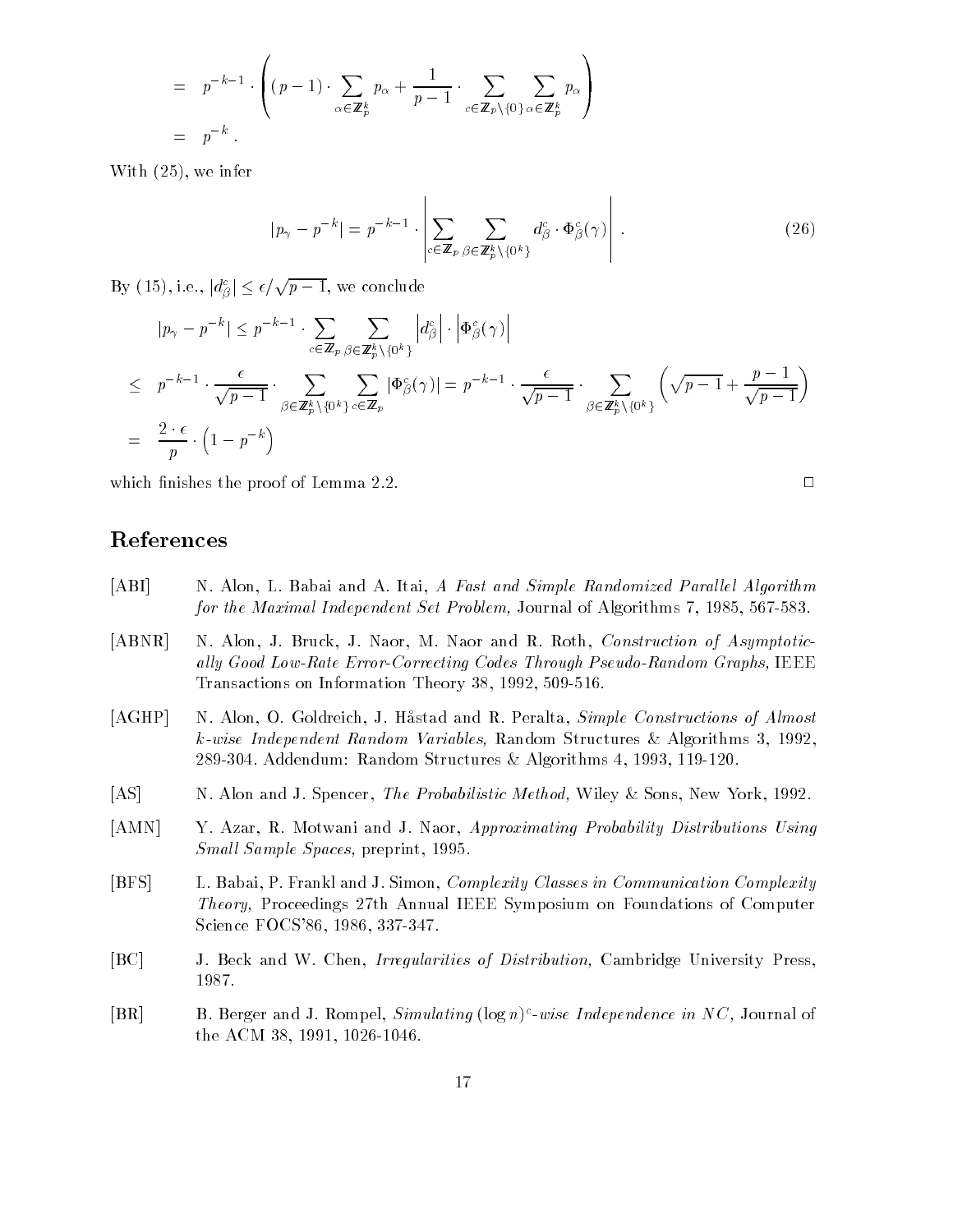$$= p^{-k-1} \cdot \left( (p-1) \cdot \sum_{\alpha \in \mathbb{Z}_p^k} p_\alpha + \frac{1}{p-1} \cdot \sum_{c \in \mathbb{Z}_p \setminus \{0\}} \sum_{\alpha \in \mathbb{Z}_p^k} p_\alpha \right)$$

$$= p^{-k} .$$

With (25), we infer

$$|p_\gamma - p^{-k}| = p^{-k-1} \cdot \left| \sum_{c \in \mathbb{Z}_p} \sum_{\beta \in \mathbb{Z}_p^k \setminus \{0^k\}} d_\beta^c \cdot \Phi_\beta^c(\gamma) \right| . \tag{26}$$

By (15), i.e., $|d_\beta^c| \leq \epsilon / \sqrt{p-1}$, we conclude

$$|p_\gamma - p^{-k}| \leq p^{-k-1} \cdot \sum_{c \in \mathbb{Z}_p} \sum_{\beta \in \mathbb{Z}_p^k \setminus \{0^k\}} \left| d_\beta^c \right| \cdot \left| \Phi_\beta^c(\gamma) \right|$$

$$\leq p^{-k-1} \cdot \frac{\epsilon}{\sqrt{p-1}} \cdot \sum_{\beta \in \mathbb{Z}_p^k \setminus \{0^k\}} \sum_{c \in \mathbb{Z}_p} |\Phi_\beta^c(\gamma)| = p^{-k-1} \cdot \frac{\epsilon}{\sqrt{p-1}} \cdot \sum_{\beta \in \mathbb{Z}_p^k \setminus \{0^k\}} \left( \sqrt{p-1} + \frac{p-1}{\sqrt{p-1}} \right)$$

$$= \frac{2 \cdot \epsilon}{p} \cdot \left( 1 - p^{-k} \right)$$

which finishes the proof of Lemma 2.2. □

# References

[ABI] N. Alon, L. Babai and A. Itai, *A Fast and Simple Randomized Parallel Algorithm for the Maximal Independent Set Problem,* Journal of Algorithms 7, 1985, 567-583.

[ABNR] N. Alon, J. Bruck, J. Naor, M. Naor and R. Roth, *Construction of Asymptotically Good Low-Rate Error-Correcting Codes Through Pseudo-Random Graphs,* IEEE Transactions on Information Theory 38, 1992, 509-516.

[AGHP] N. Alon, O. Goldreich, J. Håstad and R. Peralta, *Simple Constructions of Almost k-wise Independent Random Variables,* Random Structures & Algorithms 3, 1992, 289-304. Addendum: Random Structures & Algorithms 4, 1993, 119-120.

[AS] N. Alon and J. Spencer, *The Probabilistic Method,* Wiley & Sons, New York, 1992.

[AMN] Y. Azar, R. Motwani and J. Naor, *Approximating Probability Distributions Using Small Sample Spaces,* preprint, 1995.

[BFS] L. Babai, P. Frankl and J. Simon, *Complexity Classes in Communication Complexity Theory,* Proceedings 27th Annual IEEE Symposium on Foundations of Computer Science FOCS'86, 1986, 337-347.

[BC] J. Beck and W. Chen, *Irregularities of Distribution,* Cambridge University Press, 1987.

[BR] B. Berger and J. Rompel, *Simulating $(\log n)^c$-wise Independence in NC,* Journal of the ACM 38, 1991, 1026-1046.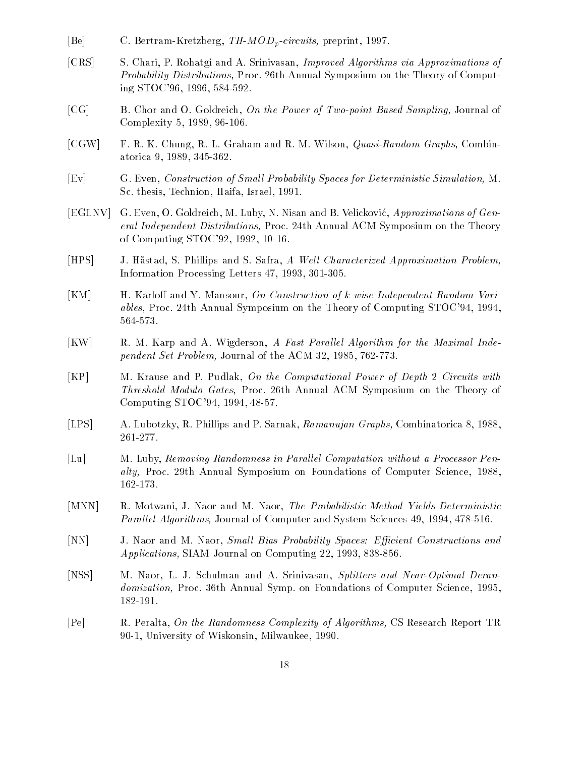[Be] C. Bertram-Kretzberg, *TH-MOD$_p$-circuits,* preprint, 1997.

[CRS] S. Chari, P. Rohatgi and A. Srinivasan, *Improved Algorithms via Approximations of Probability Distributions,* Proc. 26th Annual Symposium on the Theory of Computing STOC'96, 1996, 584-592.

[CG] B. Chor and O. Goldreich, *On the Power of Two-point Based Sampling,* Journal of Complexity 5, 1989, 96-106.

[CGW] F. R. K. Chung, R. L. Graham and R. M. Wilson, *Quasi-Random Graphs,* Combinatorica 9, 1989, 345-362.

[Ev] G. Even, *Construction of Small Probability Spaces for Deterministic Simulation,* M. Sc. thesis, Technion, Haifa, Israel, 1991.

[EGLNV] G. Even, O. Goldreich, M. Luby, N. Nisan and B. Velicković, *Approximations of General Independent Distributions,* Proc. 24th Annual ACM Symposium on the Theory of Computing STOC'92, 1992, 10-16.

[HPS] J. Håstad, S. Phillips and S. Safra, *A Well Characterized Approximation Problem,* Information Processing Letters 47, 1993, 301-305.

[KM] H. Karloff and Y. Mansour, *On Construction of k-wise Independent Random Variables,* Proc. 24th Annual Symposium on the Theory of Computing STOC'94, 1994, 564-573.

[KW] R. M. Karp and A. Wigderson, *A Fast Parallel Algorithm for the Maximal Independent Set Problem,* Journal of the ACM 32, 1985, 762-773.

[KP] M. Krause and P. Pudlak, *On the Computational Power of Depth 2 Circuits with Threshold Modulo Gates,* Proc. 26th Annual ACM Symposium on the Theory of Computing STOC'94, 1994, 48-57.

[LPS] A. Lubotzky, R. Phillips and P. Sarnak, *Ramanujan Graphs,* Combinatorica 8, 1988, 261-277.

[Lu] M. Luby, *Removing Randomness in Parallel Computation without a Processor Penalty,* Proc. 29th Annual Symposium on Foundations of Computer Science, 1988, 162-173.

[MNN] R. Motwani, J. Naor and M. Naor, *The Probabilistic Method Yields Deterministic Parallel Algorithms,* Journal of Computer and System Sciences 49, 1994, 478-516.

[NN] J. Naor and M. Naor, *Small Bias Probability Spaces: Efficient Constructions and Applications,* SIAM Journal on Computing 22, 1993, 838-856.

[NSS] M. Naor, L. J. Schulman and A. Srinivasan, *Splitters and Near-Optimal Derandomization,* Proc. 36th Annual Symp. on Foundations of Computer Science, 1995, 182-191.

[Pe] R. Peralta, *On the Randomness Complexity of Algorithms,* CS Research Report TR 90-1, University of Wiskonsin, Milwaukee, 1990.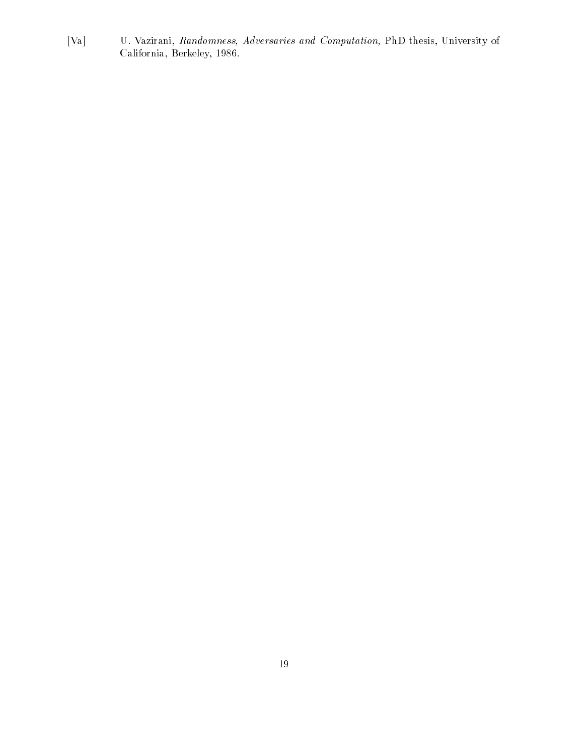[Va] U. Vazirani, *Randomness, Adversaries and Computation,* PhD thesis, University of California, Berkeley, 1986.